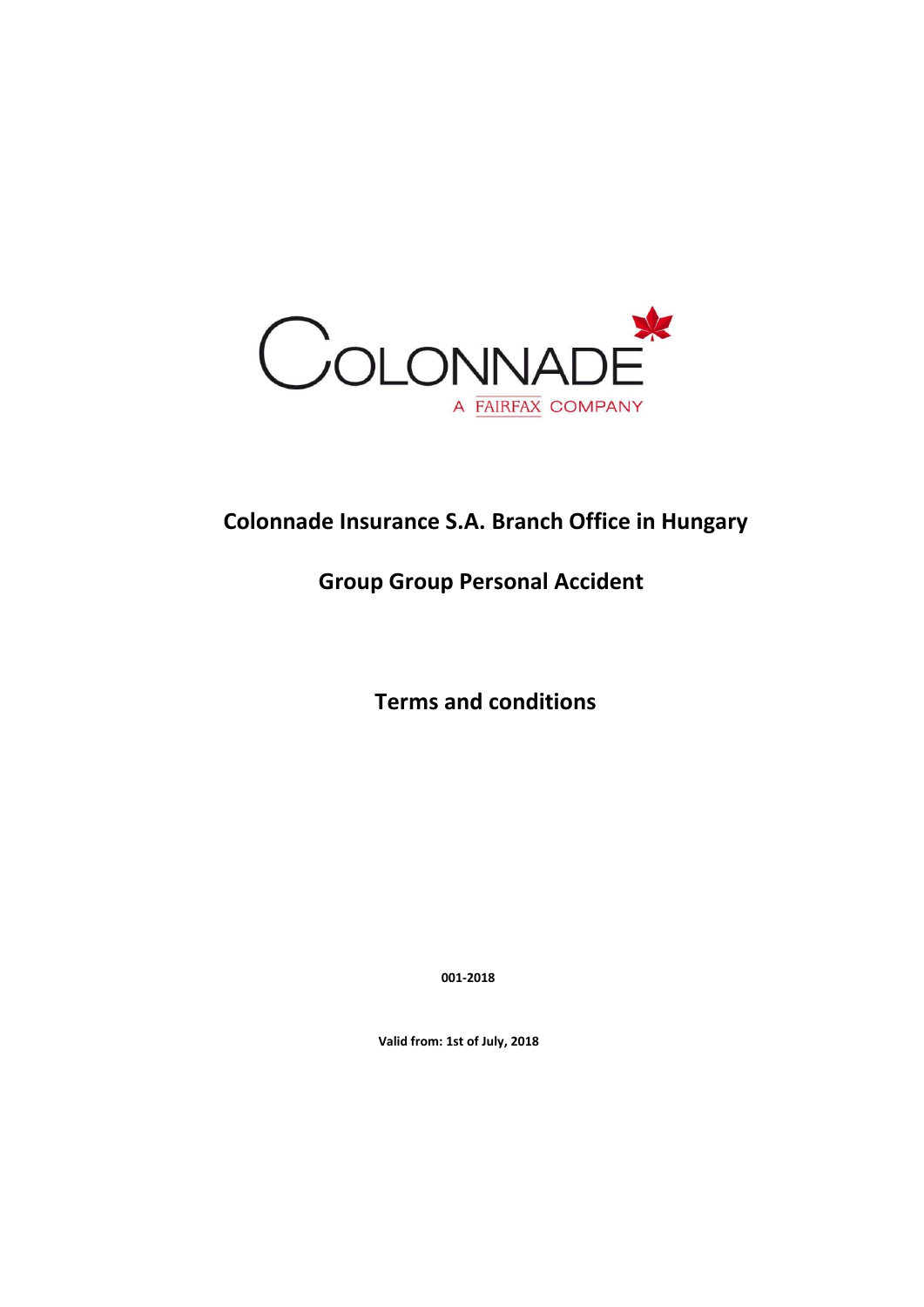COLONNADE

A FAIRFAX COMPANY

# Colonnade Insurance S.A. Branch Office in Hungary

# Group Group Personal Accident

# Terms and conditions

**001-2018**

**Valid from: 1st of July, 2018**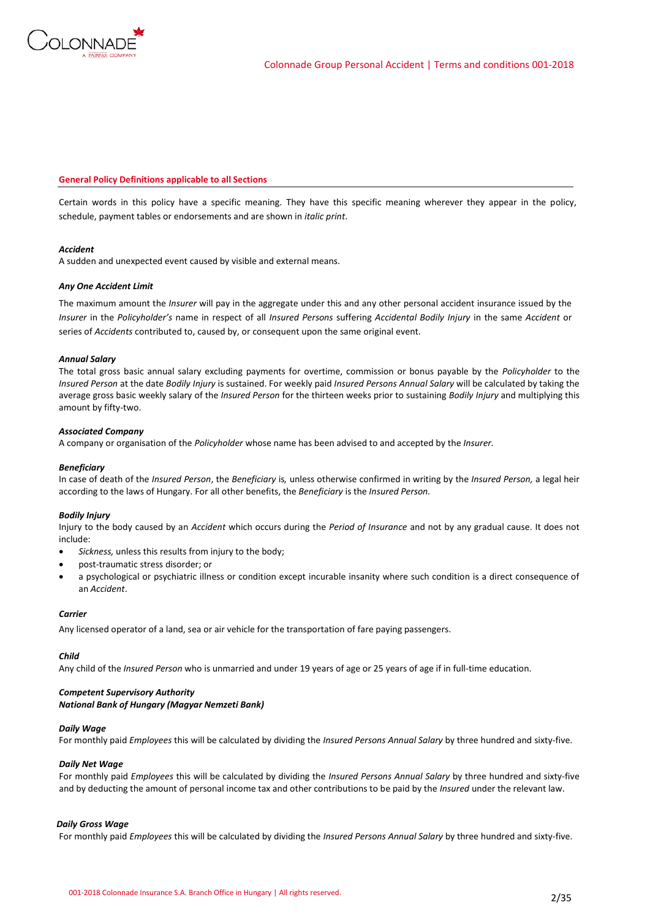## General Policy Definitions applicable to all Sections

Certain words in this policy have a specific meaning. They have this specific meaning wherever they appear in the policy, schedule, payment tables or endorsements and are shown in *italic print*.

***Accident***

A sudden and unexpected event caused by visible and external means.

***Any One Accident Limit***

The maximum amount the *Insurer* will pay in the aggregate under this and any other personal accident insurance issued by the *Insurer* in the *Policyholder's* name in respect of all *Insured Persons* suffering *Accidental Bodily Injury* in the same *Accident* or series of *Accidents* contributed to, caused by, or consequent upon the same original event.

***Annual Salary***

The total gross basic annual salary excluding payments for overtime, commission or bonus payable by the *Policyholder* to the *Insured Person* at the date *Bodily Injury* is sustained. For weekly paid *Insured Persons Annual Salary* will be calculated by taking the average gross basic weekly salary of the *Insured Person* for the thirteen weeks prior to sustaining *Bodily Injury* and multiplying this amount by fifty-two.

***Associated Company***

A company or organisation of the *Policyholder* whose name has been advised to and accepted by the *Insurer*.

***Beneficiary***

In case of death of the *Insured Person*, the *Beneficiary* is*,* unless otherwise confirmed in writing by the *Insured Person,* a legal heir according to the laws of Hungary. For all other benefits, the *Beneficiary* is the *Insured Person.*

***Bodily Injury***

Injury to the body caused by an *Accident* which occurs during the *Period of Insurance* and not by any gradual cause. It does not include:

- *Sickness,* unless this results from injury to the body;
- post-traumatic stress disorder; or
- a psychological or psychiatric illness or condition except incurable insanity where such condition is a direct consequence of an *Accident*.

***Carrier***

Any licensed operator of a land, sea or air vehicle for the transportation of fare paying passengers.

***Child***

Any child of the *Insured Person* who is unmarried and under 19 years of age or 25 years of age if in full-time education.

***Competent Supervisory Authority***
***National Bank of Hungary (Magyar Nemzeti Bank)***

***Daily Wage***

For monthly paid *Employees* this will be calculated by dividing the *Insured Persons Annual Salary* by three hundred and sixty-five.

***Daily Net Wage***

For monthly paid *Employees* this will be calculated by dividing the *Insured Persons Annual Salary* by three hundred and sixty-five and by deducting the amount of personal income tax and other contributions to be paid by the *Insured* under the relevant law.

***Daily Gross Wage***

For monthly paid *Employees* this will be calculated by dividing the *Insured Persons Annual Salary* by three hundred and sixty-five.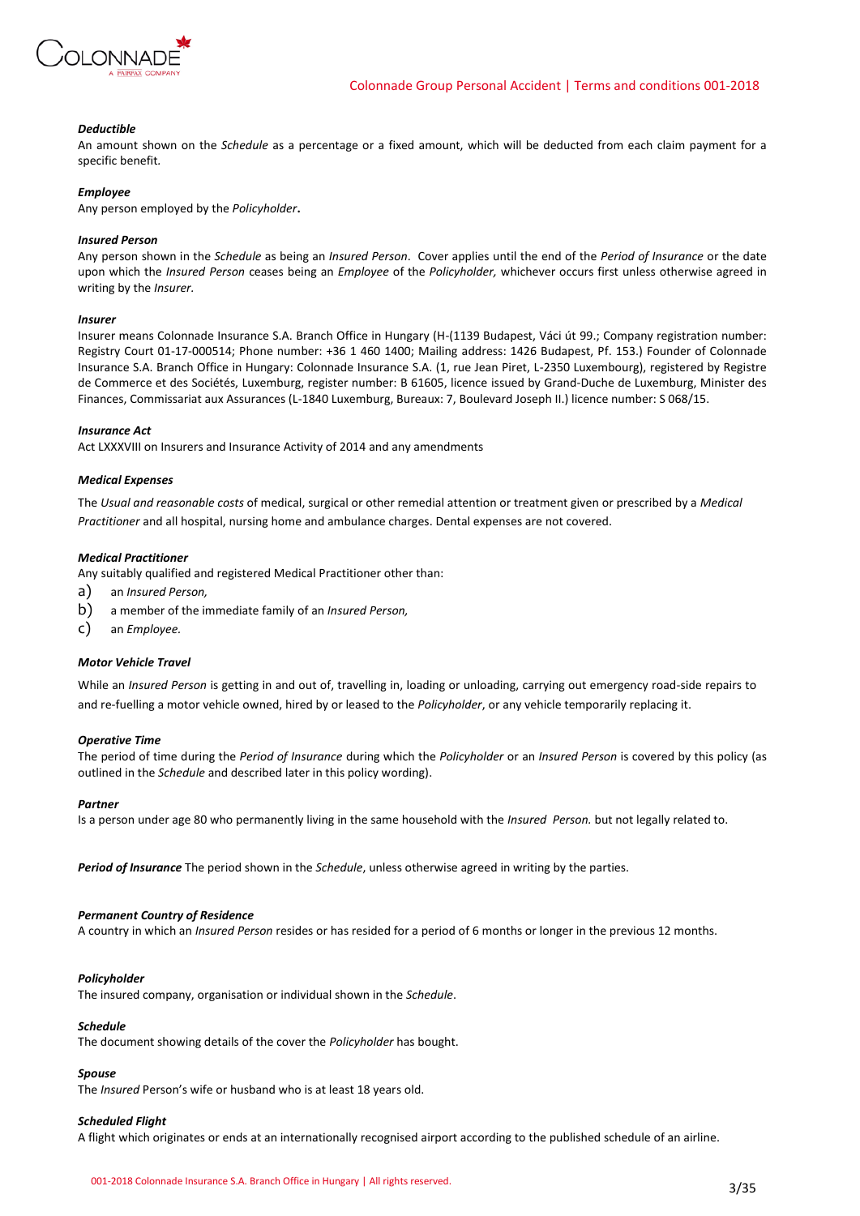***Deductible***

An amount shown on the *Schedule* as a percentage or a fixed amount, which will be deducted from each claim payment for a specific benefit.

***Employee***

Any person employed by the *Policyholder***.**

***Insured Person***

Any person shown in the *Schedule* as being an *Insured Person*. Cover applies until the end of the *Period of Insurance* or the date upon which the *Insured Person* ceases being an *Employee* of the *Policyholder,* whichever occurs first unless otherwise agreed in writing by the *Insurer.*

***Insurer***

Insurer means Colonnade Insurance S.A. Branch Office in Hungary (H-(1139 Budapest, Váci út 99.; Company registration number: Registry Court 01-17-000514; Phone number: +36 1 460 1400; Mailing address: 1426 Budapest, Pf. 153.) Founder of Colonnade Insurance S.A. Branch Office in Hungary: Colonnade Insurance S.A. (1, rue Jean Piret, L-2350 Luxembourg), registered by Registre de Commerce et des Sociétés, Luxemburg, register number: B 61605, licence issued by Grand-Duche de Luxemburg, Minister des Finances, Commissariat aux Assurances (L-1840 Luxemburg, Bureaux: 7, Boulevard Joseph II.) licence number: S 068/15.

***Insurance Act***

Act LXXXVIII on Insurers and Insurance Activity of 2014 and any amendments

***Medical Expenses***

The *Usual and reasonable costs* of medical, surgical or other remedial attention or treatment given or prescribed by a *Medical Practitioner* and all hospital, nursing home and ambulance charges. Dental expenses are not covered.

***Medical Practitioner***

Any suitably qualified and registered Medical Practitioner other than:

a) an *Insured Person,*
b) a member of the immediate family of an *Insured Person,*
c) an *Employee.*

***Motor Vehicle Travel***

While an *Insured Person* is getting in and out of, travelling in, loading or unloading, carrying out emergency road-side repairs to and re-fuelling a motor vehicle owned, hired by or leased to the *Policyholder*, or any vehicle temporarily replacing it.

***Operative Time***

The period of time during the *Period of Insurance* during which the *Policyholder* or an *Insured Person* is covered by this policy (as outlined in the *Schedule* and described later in this policy wording).

***Partner***

Is a person under age 80 who permanently living in the same household with the *Insured Person.* but not legally related to.

***Period of Insurance*** The period shown in the *Schedule*, unless otherwise agreed in writing by the parties.

***Permanent Country of Residence***

A country in which an *Insured Person* resides or has resided for a period of 6 months or longer in the previous 12 months.

***Policyholder***

The insured company, organisation or individual shown in the *Schedule*.

***Schedule***

The document showing details of the cover the *Policyholder* has bought.

***Spouse***

The *Insured* Person's wife or husband who is at least 18 years old.

***Scheduled Flight***

A flight which originates or ends at an internationally recognised airport according to the published schedule of an airline.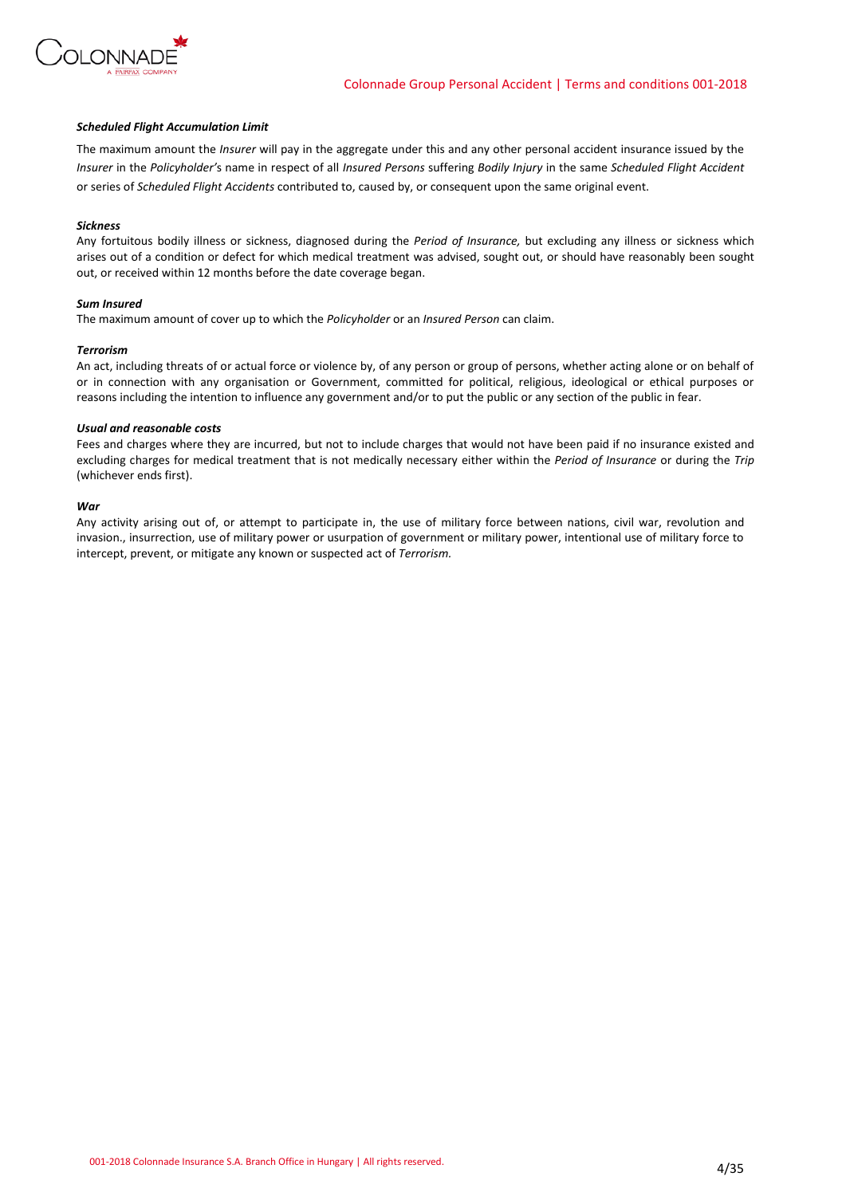***Scheduled Flight Accumulation Limit***

The maximum amount the *Insurer* will pay in the aggregate under this and any other personal accident insurance issued by the *Insurer* in the *Policyholder'*s name in respect of all *Insured Persons* suffering *Bodily Injury* in the same *Scheduled Flight Accident* or series of *Scheduled Flight Accidents* contributed to, caused by, or consequent upon the same original event.

***Sickness***

Any fortuitous bodily illness or sickness, diagnosed during the *Period of Insurance,* but excluding any illness or sickness which arises out of a condition or defect for which medical treatment was advised, sought out, or should have reasonably been sought out, or received within 12 months before the date coverage began.

***Sum Insured***

The maximum amount of cover up to which the *Policyholder* or an *Insured Person* can claim.

***Terrorism***

An act, including threats of or actual force or violence by, of any person or group of persons, whether acting alone or on behalf of or in connection with any organisation or Government, committed for political, religious, ideological or ethical purposes or reasons including the intention to influence any government and/or to put the public or any section of the public in fear.

***Usual and reasonable costs***

Fees and charges where they are incurred, but not to include charges that would not have been paid if no insurance existed and excluding charges for medical treatment that is not medically necessary either within the *Period of Insurance* or during the *Trip* (whichever ends first).

***War***

Any activity arising out of, or attempt to participate in, the use of military force between nations, civil war, revolution and invasion., insurrection, use of military power or usurpation of government or military power, intentional use of military force to intercept, prevent, or mitigate any known or suspected act of *Terrorism.*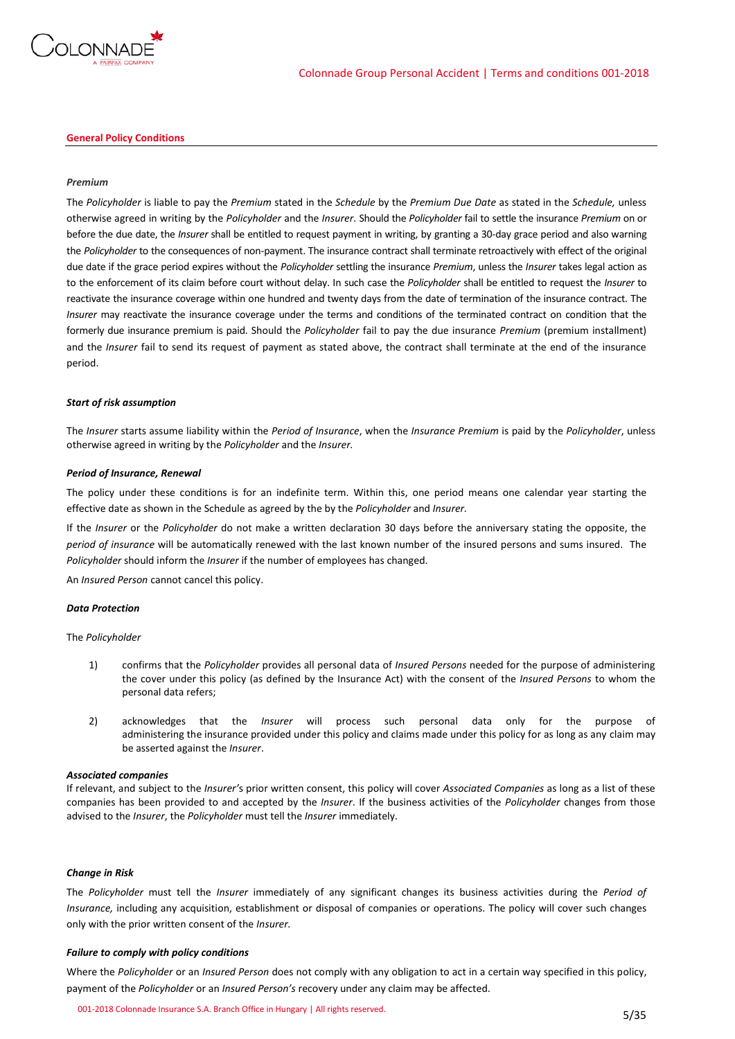## General Policy Conditions

***Premium***

The *Policyholder* is liable to pay the *Premium* stated in the *Schedule* by the *Premium Due Date* as stated in the *Schedule,* unless otherwise agreed in writing by the *Policyholder* and the *Insurer*. Should the *Policyholder* fail to settle the insurance *Premium* on or before the due date, the *Insurer* shall be entitled to request payment in writing, by granting a 30-day grace period and also warning the *Policyholder* to the consequences of non-payment. The insurance contract shall terminate retroactively with effect of the original due date if the grace period expires without the *Policyholder* settling the insurance *Premium*, unless the *Insurer* takes legal action as to the enforcement of its claim before court without delay. In such case the *Policyholder* shall be entitled to request the *Insurer* to reactivate the insurance coverage within one hundred and twenty days from the date of termination of the insurance contract. The *Insurer* may reactivate the insurance coverage under the terms and conditions of the terminated contract on condition that the formerly due insurance premium is paid. Should the *Policyholder* fail to pay the due insurance *Premium* (premium installment) and the *Insurer* fail to send its request of payment as stated above, the contract shall terminate at the end of the insurance period.

***Start of risk assumption***

The *Insurer* starts assume liability within the *Period of Insurance*, when the *Insurance Premium* is paid by the *Policyholder*, unless otherwise agreed in writing by the *Policyholder* and the *Insurer.*

***Period of Insurance, Renewal***

The policy under these conditions is for an indefinite term. Within this, one period means one calendar year starting the effective date as shown in the Schedule as agreed by the by the *Policyholder* and *Insurer.*

If the *Insurer* or the *Policyholder* do not make a written declaration 30 days before the anniversary stating the opposite, the *period of insurance* will be automatically renewed with the last known number of the insured persons and sums insured. The *Policyholder* should inform the *Insurer* if the number of employees has changed.

An *Insured Person* cannot cancel this policy.

***Data Protection***

The *Policyholder*

1) confirms that the *Policyholder* provides all personal data of *Insured Persons* needed for the purpose of administering the cover under this policy (as defined by the Insurance Act) with the consent of the *Insured Persons* to whom the personal data refers;

2) acknowledges that the *Insurer* will process such personal data only for the purpose of administering the insurance provided under this policy and claims made under this policy for as long as any claim may be asserted against the *Insurer*.

***Associated companies***

If relevant, and subject to the *Insurer's* prior written consent, this policy will cover *Associated Companies* as long as a list of these companies has been provided to and accepted by the *Insurer*. If the business activities of the *Policyholder* changes from those advised to the *Insurer*, the *Policyholder* must tell the *Insurer* immediately.

***Change in Risk***

The *Policyholder* must tell the *Insurer* immediately of any significant changes its business activities during the *Period of Insurance,* including any acquisition, establishment or disposal of companies or operations. The policy will cover such changes only with the prior written consent of the *Insurer.*

***Failure to comply with policy conditions***

Where the *Policyholder* or an *Insured Person* does not comply with any obligation to act in a certain way specified in this policy, payment of the *Policyholder* or an *Insured Person's* recovery under any claim may be affected.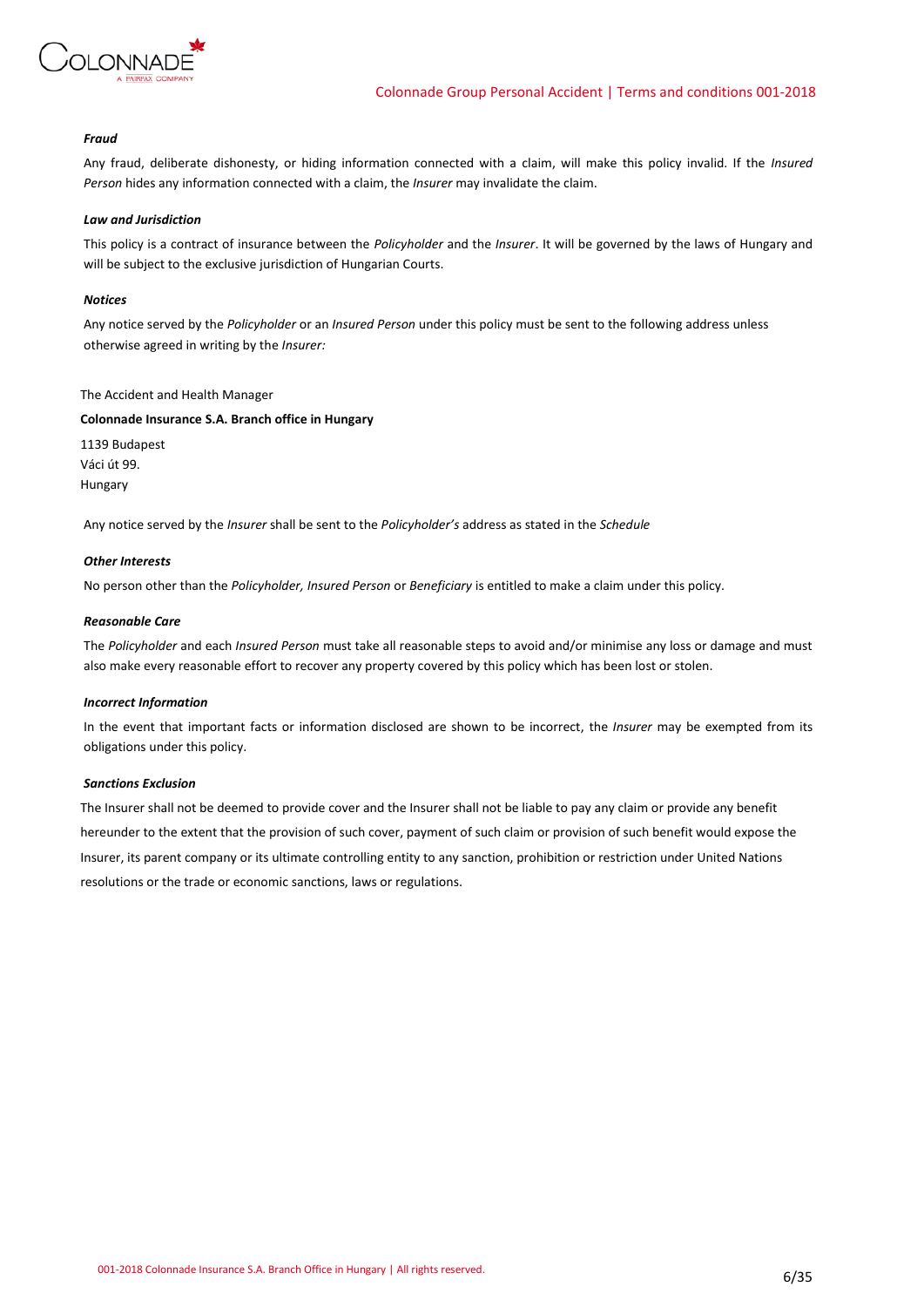#### ***Fraud***

Any fraud, deliberate dishonesty, or hiding information connected with a claim, will make this policy invalid. If the *Insured Person* hides any information connected with a claim, the *Insurer* may invalidate the claim.

#### ***Law and Jurisdiction***

This policy is a contract of insurance between the *Policyholder* and the *Insurer*. It will be governed by the laws of Hungary and will be subject to the exclusive jurisdiction of Hungarian Courts.

#### ***Notices***

Any notice served by the *Policyholder* or an *Insured Person* under this policy must be sent to the following address unless otherwise agreed in writing by the *Insurer:*

The Accident and Health Manager

**Colonnade Insurance S.A. Branch office in Hungary**

1139 Budapest
Váci út 99.
Hungary

Any notice served by the *Insurer* shall be sent to the *Policyholder's* address as stated in the *Schedule*

#### ***Other Interests***

No person other than the *Policyholder, Insured Person* or *Beneficiary* is entitled to make a claim under this policy.

#### ***Reasonable Care***

The *Policyholder* and each *Insured Person* must take all reasonable steps to avoid and/or minimise any loss or damage and must also make every reasonable effort to recover any property covered by this policy which has been lost or stolen.

#### ***Incorrect Information***

In the event that important facts or information disclosed are shown to be incorrect, the *Insurer* may be exempted from its obligations under this policy.

#### ***Sanctions Exclusion***

The Insurer shall not be deemed to provide cover and the Insurer shall not be liable to pay any claim or provide any benefit hereunder to the extent that the provision of such cover, payment of such claim or provision of such benefit would expose the Insurer, its parent company or its ultimate controlling entity to any sanction, prohibition or restriction under United Nations resolutions or the trade or economic sanctions, laws or regulations.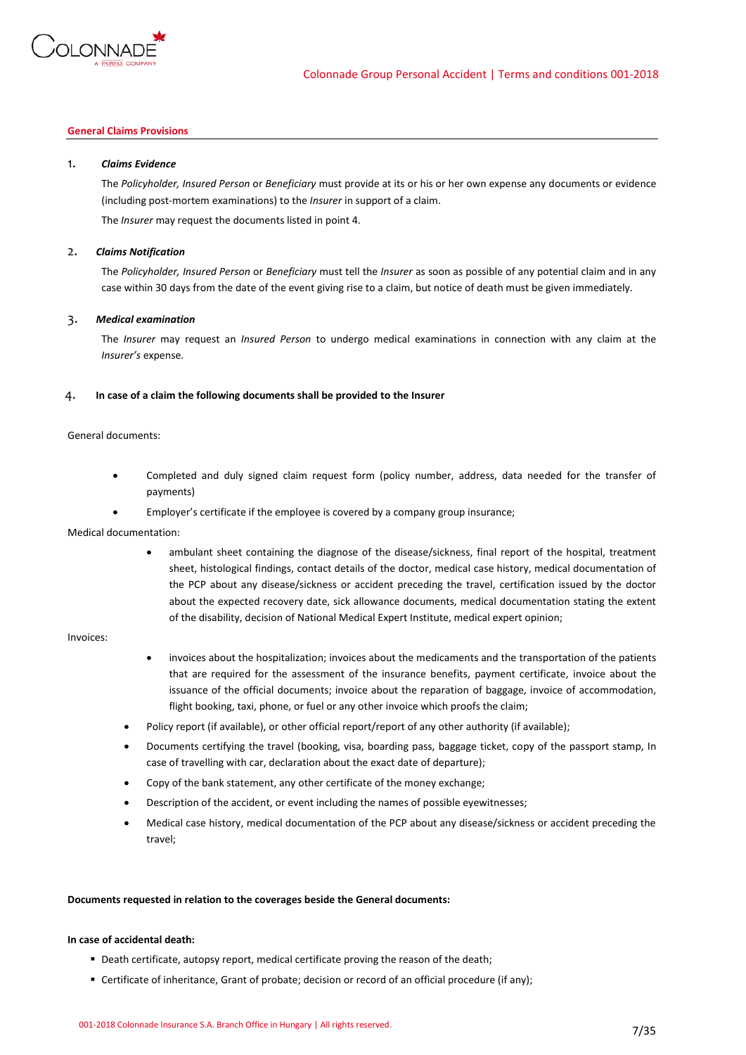## General Claims Provisions

1. ***Claims Evidence***

   The *Policyholder, Insured Person* or *Beneficiary* must provide at its or his or her own expense any documents or evidence (including post-mortem examinations) to the *Insurer* in support of a claim.

   The *Insurer* may request the documents listed in point 4.

2. ***Claims Notification***

   The *Policyholder, Insured Person* or *Beneficiary* must tell the *Insurer* as soon as possible of any potential claim and in any case within 30 days from the date of the event giving rise to a claim, but notice of death must be given immediately.

3. ***Medical examination***

   The *Insurer* may request an *Insured Person* to undergo medical examinations in connection with any claim at the *Insurer's* expense.

4. **In case of a claim the following documents shall be provided to the Insurer**

General documents:

- Completed and duly signed claim request form (policy number, address, data needed for the transfer of payments)
- Employer's certificate if the employee is covered by a company group insurance;

Medical documentation:

- ambulant sheet containing the diagnose of the disease/sickness, final report of the hospital, treatment sheet, histological findings, contact details of the doctor, medical case history, medical documentation of the PCP about any disease/sickness or accident preceding the travel, certification issued by the doctor about the expected recovery date, sick allowance documents, medical documentation stating the extent of the disability, decision of National Medical Expert Institute, medical expert opinion;

Invoices:

- invoices about the hospitalization; invoices about the medicaments and the transportation of the patients that are required for the assessment of the insurance benefits, payment certificate, invoice about the issuance of the official documents; invoice about the reparation of baggage, invoice of accommodation, flight booking, taxi, phone, or fuel or any other invoice which proofs the claim;

- Policy report (if available), or other official report/report of any other authority (if available);
- Documents certifying the travel (booking, visa, boarding pass, baggage ticket, copy of the passport stamp, In case of travelling with car, declaration about the exact date of departure);
- Copy of the bank statement, any other certificate of the money exchange;
- Description of the accident, or event including the names of possible eyewitnesses;
- Medical case history, medical documentation of the PCP about any disease/sickness or accident preceding the travel;

**Documents requested in relation to the coverages beside the General documents:**

**In case of accidental death:**

- Death certificate, autopsy report, medical certificate proving the reason of the death;
- Certificate of inheritance, Grant of probate; decision or record of an official procedure (if any);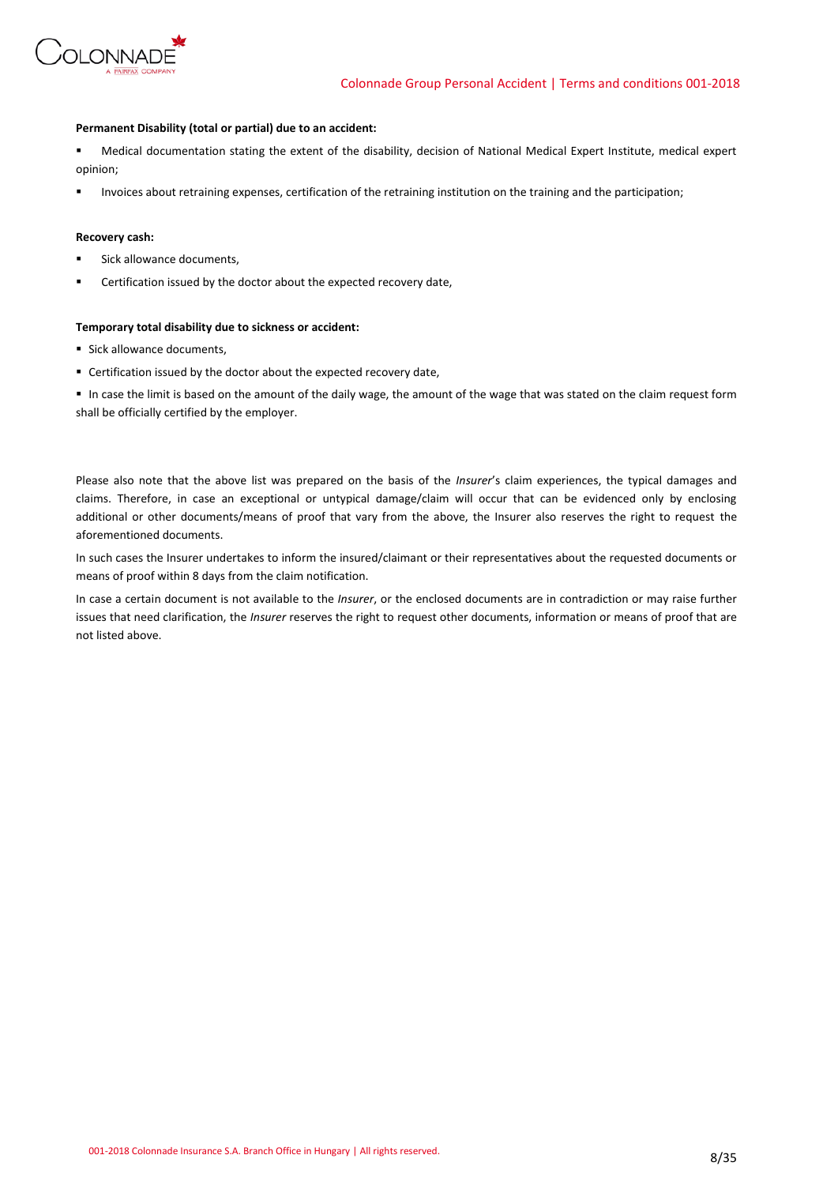**Permanent Disability (total or partial) due to an accident:**

- Medical documentation stating the extent of the disability, decision of National Medical Expert Institute, medical expert opinion;
- Invoices about retraining expenses, certification of the retraining institution on the training and the participation;

**Recovery cash:**

- Sick allowance documents,
- Certification issued by the doctor about the expected recovery date,

**Temporary total disability due to sickness or accident:**

- Sick allowance documents,
- Certification issued by the doctor about the expected recovery date,
- In case the limit is based on the amount of the daily wage, the amount of the wage that was stated on the claim request form shall be officially certified by the employer.

Please also note that the above list was prepared on the basis of the *Insurer*'s claim experiences, the typical damages and claims. Therefore, in case an exceptional or untypical damage/claim will occur that can be evidenced only by enclosing additional or other documents/means of proof that vary from the above, the Insurer also reserves the right to request the aforementioned documents.

In such cases the Insurer undertakes to inform the insured/claimant or their representatives about the requested documents or means of proof within 8 days from the claim notification.

In case a certain document is not available to the *Insurer*, or the enclosed documents are in contradiction or may raise further issues that need clarification, the *Insurer* reserves the right to request other documents, information or means of proof that are not listed above.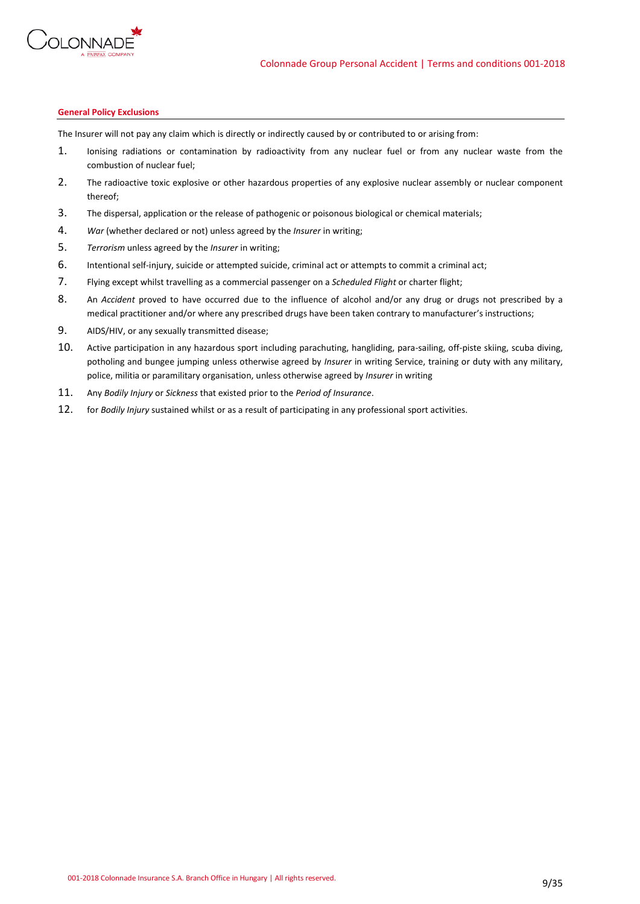#### General Policy Exclusions

The Insurer will not pay any claim which is directly or indirectly caused by or contributed to or arising from:

1. Ionising radiations or contamination by radioactivity from any nuclear fuel or from any nuclear waste from the combustion of nuclear fuel;
2. The radioactive toxic explosive or other hazardous properties of any explosive nuclear assembly or nuclear component thereof;
3. The dispersal, application or the release of pathogenic or poisonous biological or chemical materials;
4. *War* (whether declared or not) unless agreed by the *Insurer* in writing;
5. *Terrorism* unless agreed by the *Insurer* in writing;
6. Intentional self-injury, suicide or attempted suicide, criminal act or attempts to commit a criminal act;
7. Flying except whilst travelling as a commercial passenger on a *Scheduled Flight* or charter flight;
8. An *Accident* proved to have occurred due to the influence of alcohol and/or any drug or drugs not prescribed by a medical practitioner and/or where any prescribed drugs have been taken contrary to manufacturer's instructions;
9. AIDS/HIV, or any sexually transmitted disease;
10. Active participation in any hazardous sport including parachuting, hangliding, para-sailing, off-piste skiing, scuba diving, potholing and bungee jumping unless otherwise agreed by *Insurer* in writing Service, training or duty with any military, police, militia or paramilitary organisation, unless otherwise agreed by *Insurer* in writing
11. Any *Bodily Injury* or *Sickness* that existed prior to the *Period of Insurance*.
12. for *Bodily Injury* sustained whilst or as a result of participating in any professional sport activities.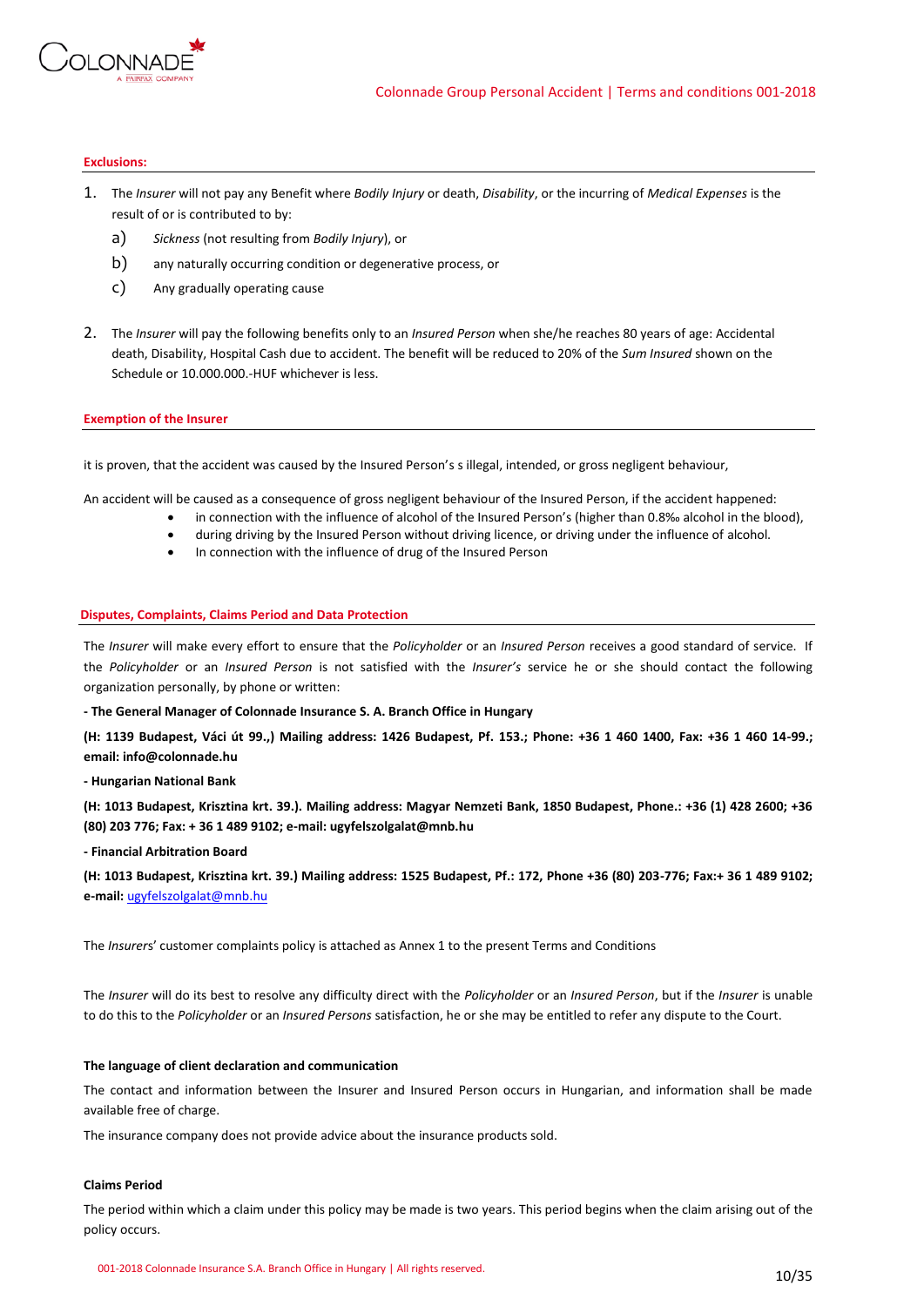## Exclusions:

1. The *Insurer* will not pay any Benefit where *Bodily Injury* or death, *Disability*, or the incurring of *Medical Expenses* is the result of or is contributed to by:
   a) *Sickness* (not resulting from *Bodily Injury*), or
   b) any naturally occurring condition or degenerative process, or
   c) Any gradually operating cause

2. The *Insurer* will pay the following benefits only to an *Insured Person* when she/he reaches 80 years of age: Accidental death, Disability, Hospital Cash due to accident. The benefit will be reduced to 20% of the *Sum Insured* shown on the Schedule or 10.000.000.-HUF whichever is less.

## Exemption of the Insurer

it is proven, that the accident was caused by the Insured Person's s illegal, intended, or gross negligent behaviour,

An accident will be caused as a consequence of gross negligent behaviour of the Insured Person, if the accident happened:

- in connection with the influence of alcohol of the Insured Person's (higher than 0.8‰ alcohol in the blood),
- during driving by the Insured Person without driving licence, or driving under the influence of alcohol.
- In connection with the influence of drug of the Insured Person

## Disputes, Complaints, Claims Period and Data Protection

The *Insurer* will make every effort to ensure that the *Policyholder* or an *Insured Person* receives a good standard of service. If the *Policyholder* or an *Insured Person* is not satisfied with the *Insurer's* service he or she should contact the following organization personally, by phone or written:

**- The General Manager of Colonnade Insurance S. A. Branch Office in Hungary**

**(H: 1139 Budapest, Váci út 99.,) Mailing address: 1426 Budapest, Pf. 153.; Phone: +36 1 460 1400, Fax: +36 1 460 14-99.; email: info@colonnade.hu**

**- Hungarian National Bank**

**(H: 1013 Budapest, Krisztina krt. 39.). Mailing address: Magyar Nemzeti Bank, 1850 Budapest, Phone.: +36 (1) 428 2600; +36 (80) 203 776; Fax: + 36 1 489 9102; e-mail: ugyfelszolgalat@mnb.hu**

**- Financial Arbitration Board**

**(H: 1013 Budapest, Krisztina krt. 39.) Mailing address: 1525 Budapest, Pf.: 172, Phone +36 (80) 203-776; Fax:+ 36 1 489 9102; e-mail:** ugyfelszolgalat@mnb.hu

The *Insurers*' customer complaints policy is attached as Annex 1 to the present Terms and Conditions

The *Insurer* will do its best to resolve any difficulty direct with the *Policyholder* or an *Insured Person*, but if the *Insurer* is unable to do this to the *Policyholder* or an *Insured Persons* satisfaction, he or she may be entitled to refer any dispute to the Court.

### The language of client declaration and communication

The contact and information between the Insurer and Insured Person occurs in Hungarian, and information shall be made available free of charge.

The insurance company does not provide advice about the insurance products sold.

### Claims Period

The period within which a claim under this policy may be made is two years. This period begins when the claim arising out of the policy occurs.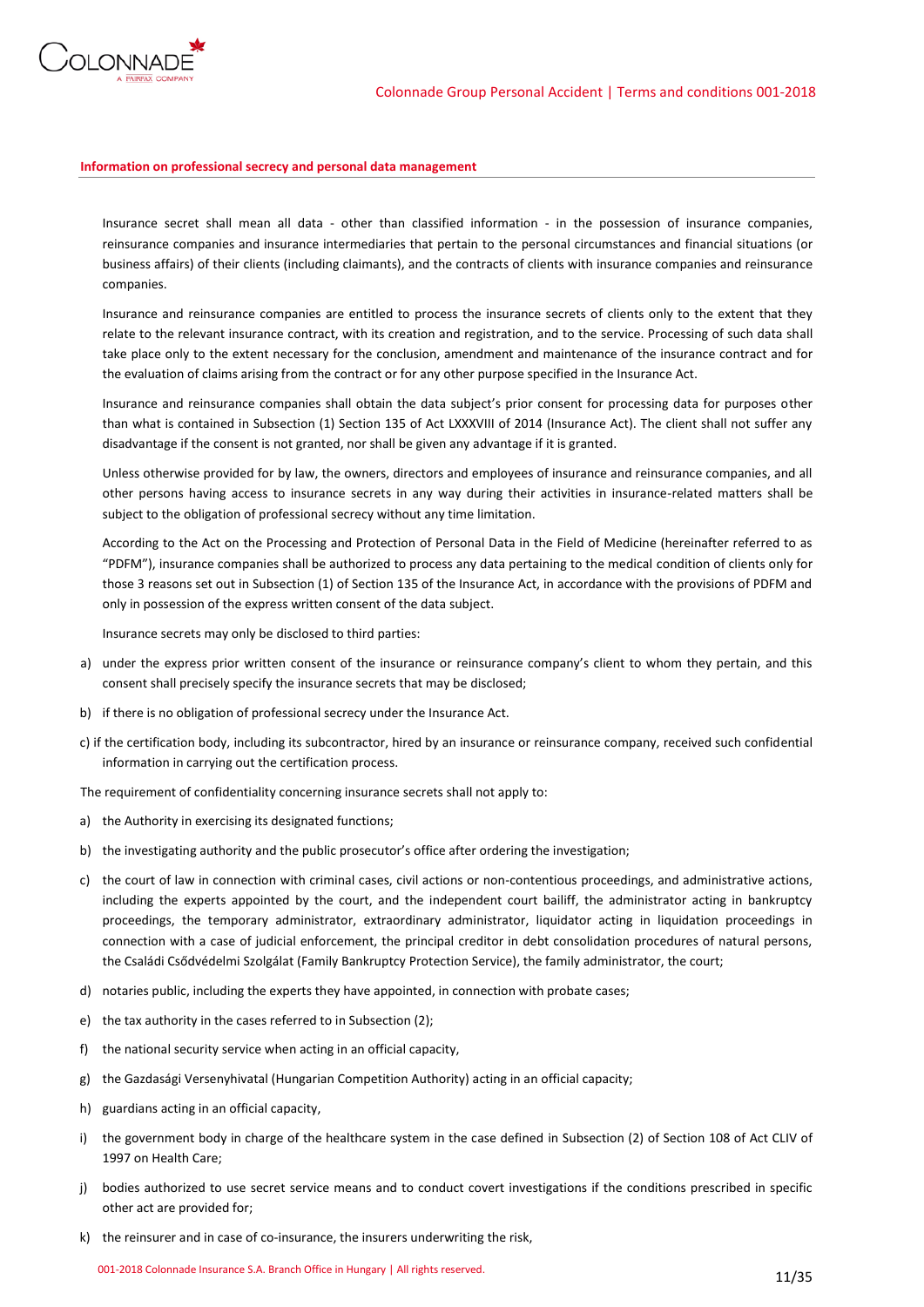#### Information on professional secrecy and personal data management

Insurance secret shall mean all data - other than classified information - in the possession of insurance companies, reinsurance companies and insurance intermediaries that pertain to the personal circumstances and financial situations (or business affairs) of their clients (including claimants), and the contracts of clients with insurance companies and reinsurance companies.

Insurance and reinsurance companies are entitled to process the insurance secrets of clients only to the extent that they relate to the relevant insurance contract, with its creation and registration, and to the service. Processing of such data shall take place only to the extent necessary for the conclusion, amendment and maintenance of the insurance contract and for the evaluation of claims arising from the contract or for any other purpose specified in the Insurance Act.

Insurance and reinsurance companies shall obtain the data subject's prior consent for processing data for purposes other than what is contained in Subsection (1) Section 135 of Act LXXXVIII of 2014 (Insurance Act). The client shall not suffer any disadvantage if the consent is not granted, nor shall be given any advantage if it is granted.

Unless otherwise provided for by law, the owners, directors and employees of insurance and reinsurance companies, and all other persons having access to insurance secrets in any way during their activities in insurance-related matters shall be subject to the obligation of professional secrecy without any time limitation.

According to the Act on the Processing and Protection of Personal Data in the Field of Medicine (hereinafter referred to as "PDFM"), insurance companies shall be authorized to process any data pertaining to the medical condition of clients only for those 3 reasons set out in Subsection (1) of Section 135 of the Insurance Act, in accordance with the provisions of PDFM and only in possession of the express written consent of the data subject.

Insurance secrets may only be disclosed to third parties:

a) under the express prior written consent of the insurance or reinsurance company's client to whom they pertain, and this consent shall precisely specify the insurance secrets that may be disclosed;

b) if there is no obligation of professional secrecy under the Insurance Act.

c) if the certification body, including its subcontractor, hired by an insurance or reinsurance company, received such confidential information in carrying out the certification process.

The requirement of confidentiality concerning insurance secrets shall not apply to:

a) the Authority in exercising its designated functions;

b) the investigating authority and the public prosecutor's office after ordering the investigation;

c) the court of law in connection with criminal cases, civil actions or non-contentious proceedings, and administrative actions, including the experts appointed by the court, and the independent court bailiff, the administrator acting in bankruptcy proceedings, the temporary administrator, extraordinary administrator, liquidator acting in liquidation proceedings in connection with a case of judicial enforcement, the principal creditor in debt consolidation procedures of natural persons, the Családi Csődvédelmi Szolgálat (Family Bankruptcy Protection Service), the family administrator, the court;

d) notaries public, including the experts they have appointed, in connection with probate cases;

e) the tax authority in the cases referred to in Subsection (2);

f) the national security service when acting in an official capacity,

g) the Gazdasági Versenyhivatal (Hungarian Competition Authority) acting in an official capacity;

h) guardians acting in an official capacity,

i) the government body in charge of the healthcare system in the case defined in Subsection (2) of Section 108 of Act CLIV of 1997 on Health Care;

j) bodies authorized to use secret service means and to conduct covert investigations if the conditions prescribed in specific other act are provided for;

k) the reinsurer and in case of co-insurance, the insurers underwriting the risk,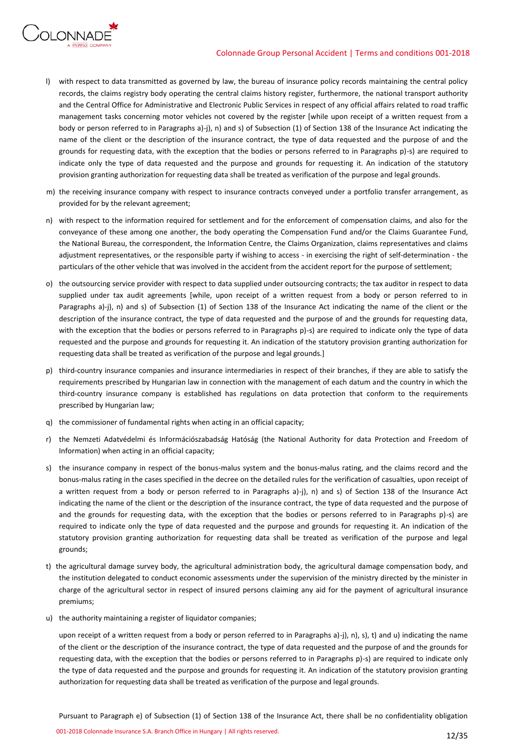l) with respect to data transmitted as governed by law, the bureau of insurance policy records maintaining the central policy records, the claims registry body operating the central claims history register, furthermore, the national transport authority and the Central Office for Administrative and Electronic Public Services in respect of any official affairs related to road traffic management tasks concerning motor vehicles not covered by the register [while upon receipt of a written request from a body or person referred to in Paragraphs a)-j), n) and s) of Subsection (1) of Section 138 of the Insurance Act indicating the name of the client or the description of the insurance contract, the type of data requested and the purpose of and the grounds for requesting data, with the exception that the bodies or persons referred to in Paragraphs p)-s) are required to indicate only the type of data requested and the purpose and grounds for requesting it. An indication of the statutory provision granting authorization for requesting data shall be treated as verification of the purpose and legal grounds.

m) the receiving insurance company with respect to insurance contracts conveyed under a portfolio transfer arrangement, as provided for by the relevant agreement;

n) with respect to the information required for settlement and for the enforcement of compensation claims, and also for the conveyance of these among one another, the body operating the Compensation Fund and/or the Claims Guarantee Fund, the National Bureau, the correspondent, the Information Centre, the Claims Organization, claims representatives and claims adjustment representatives, or the responsible party if wishing to access - in exercising the right of self-determination - the particulars of the other vehicle that was involved in the accident from the accident report for the purpose of settlement;

o) the outsourcing service provider with respect to data supplied under outsourcing contracts; the tax auditor in respect to data supplied under tax audit agreements [while, upon receipt of a written request from a body or person referred to in Paragraphs a)-j), n) and s) of Subsection (1) of Section 138 of the Insurance Act indicating the name of the client or the description of the insurance contract, the type of data requested and the purpose of and the grounds for requesting data, with the exception that the bodies or persons referred to in Paragraphs p)-s) are required to indicate only the type of data requested and the purpose and grounds for requesting it. An indication of the statutory provision granting authorization for requesting data shall be treated as verification of the purpose and legal grounds.]

p) third-country insurance companies and insurance intermediaries in respect of their branches, if they are able to satisfy the requirements prescribed by Hungarian law in connection with the management of each datum and the country in which the third-country insurance company is established has regulations on data protection that conform to the requirements prescribed by Hungarian law;

q) the commissioner of fundamental rights when acting in an official capacity;

r) the Nemzeti Adatvédelmi és Információszabadság Hatóság (the National Authority for data Protection and Freedom of Information) when acting in an official capacity;

s) the insurance company in respect of the bonus-malus system and the bonus-malus rating, and the claims record and the bonus-malus rating in the cases specified in the decree on the detailed rules for the verification of casualties, upon receipt of a written request from a body or person referred to in Paragraphs a)-j), n) and s) of Section 138 of the Insurance Act indicating the name of the client or the description of the insurance contract, the type of data requested and the purpose of and the grounds for requesting data, with the exception that the bodies or persons referred to in Paragraphs p)-s) are required to indicate only the type of data requested and the purpose and grounds for requesting it. An indication of the statutory provision granting authorization for requesting data shall be treated as verification of the purpose and legal grounds;

t) the agricultural damage survey body, the agricultural administration body, the agricultural damage compensation body, and the institution delegated to conduct economic assessments under the supervision of the ministry directed by the minister in charge of the agricultural sector in respect of insured persons claiming any aid for the payment of agricultural insurance premiums;

u) the authority maintaining a register of liquidator companies;

upon receipt of a written request from a body or person referred to in Paragraphs a)-j), n), s), t) and u) indicating the name of the client or the description of the insurance contract, the type of data requested and the purpose of and the grounds for requesting data, with the exception that the bodies or persons referred to in Paragraphs p)-s) are required to indicate only the type of data requested and the purpose and grounds for requesting it. An indication of the statutory provision granting authorization for requesting data shall be treated as verification of the purpose and legal grounds.

Pursuant to Paragraph e) of Subsection (1) of Section 138 of the Insurance Act, there shall be no confidentiality obligation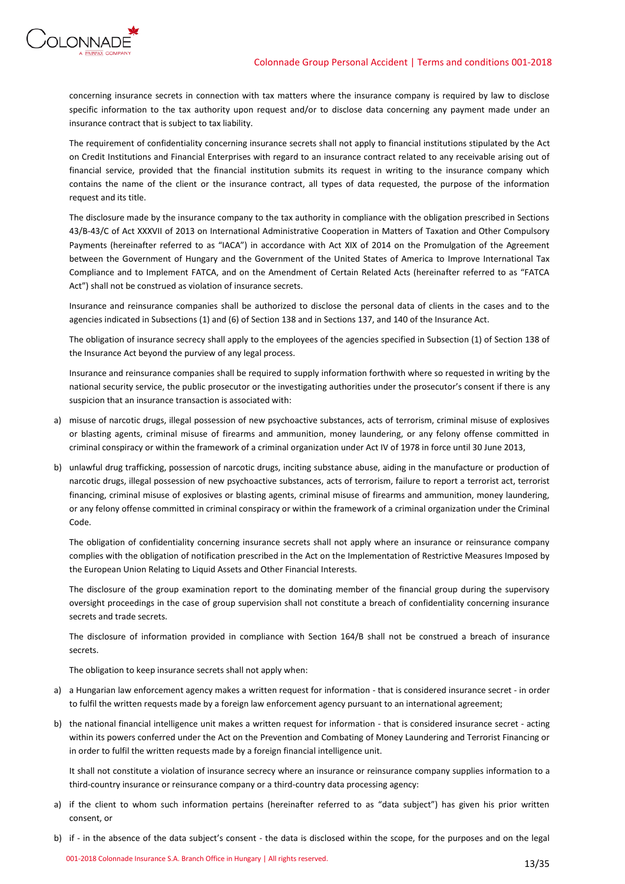concerning insurance secrets in connection with tax matters where the insurance company is required by law to disclose specific information to the tax authority upon request and/or to disclose data concerning any payment made under an insurance contract that is subject to tax liability.

The requirement of confidentiality concerning insurance secrets shall not apply to financial institutions stipulated by the Act on Credit Institutions and Financial Enterprises with regard to an insurance contract related to any receivable arising out of financial service, provided that the financial institution submits its request in writing to the insurance company which contains the name of the client or the insurance contract, all types of data requested, the purpose of the information request and its title.

The disclosure made by the insurance company to the tax authority in compliance with the obligation prescribed in Sections 43/B-43/C of Act XXXVII of 2013 on International Administrative Cooperation in Matters of Taxation and Other Compulsory Payments (hereinafter referred to as "IACA") in accordance with Act XIX of 2014 on the Promulgation of the Agreement between the Government of Hungary and the Government of the United States of America to Improve International Tax Compliance and to Implement FATCA, and on the Amendment of Certain Related Acts (hereinafter referred to as "FATCA Act") shall not be construed as violation of insurance secrets.

Insurance and reinsurance companies shall be authorized to disclose the personal data of clients in the cases and to the agencies indicated in Subsections (1) and (6) of Section 138 and in Sections 137, and 140 of the Insurance Act.

The obligation of insurance secrecy shall apply to the employees of the agencies specified in Subsection (1) of Section 138 of the Insurance Act beyond the purview of any legal process.

Insurance and reinsurance companies shall be required to supply information forthwith where so requested in writing by the national security service, the public prosecutor or the investigating authorities under the prosecutor's consent if there is any suspicion that an insurance transaction is associated with:

a) misuse of narcotic drugs, illegal possession of new psychoactive substances, acts of terrorism, criminal misuse of explosives or blasting agents, criminal misuse of firearms and ammunition, money laundering, or any felony offense committed in criminal conspiracy or within the framework of a criminal organization under Act IV of 1978 in force until 30 June 2013,

b) unlawful drug trafficking, possession of narcotic drugs, inciting substance abuse, aiding in the manufacture or production of narcotic drugs, illegal possession of new psychoactive substances, acts of terrorism, failure to report a terrorist act, terrorist financing, criminal misuse of explosives or blasting agents, criminal misuse of firearms and ammunition, money laundering, or any felony offense committed in criminal conspiracy or within the framework of a criminal organization under the Criminal Code.

The obligation of confidentiality concerning insurance secrets shall not apply where an insurance or reinsurance company complies with the obligation of notification prescribed in the Act on the Implementation of Restrictive Measures Imposed by the European Union Relating to Liquid Assets and Other Financial Interests.

The disclosure of the group examination report to the dominating member of the financial group during the supervisory oversight proceedings in the case of group supervision shall not constitute a breach of confidentiality concerning insurance secrets and trade secrets.

The disclosure of information provided in compliance with Section 164/B shall not be construed a breach of insurance secrets.

The obligation to keep insurance secrets shall not apply when:

a) a Hungarian law enforcement agency makes a written request for information - that is considered insurance secret - in order to fulfil the written requests made by a foreign law enforcement agency pursuant to an international agreement;

b) the national financial intelligence unit makes a written request for information - that is considered insurance secret - acting within its powers conferred under the Act on the Prevention and Combating of Money Laundering and Terrorist Financing or in order to fulfil the written requests made by a foreign financial intelligence unit.

It shall not constitute a violation of insurance secrecy where an insurance or reinsurance company supplies information to a third-country insurance or reinsurance company or a third-country data processing agency:

a) if the client to whom such information pertains (hereinafter referred to as "data subject") has given his prior written consent, or

b) if - in the absence of the data subject's consent - the data is disclosed within the scope, for the purposes and on the legal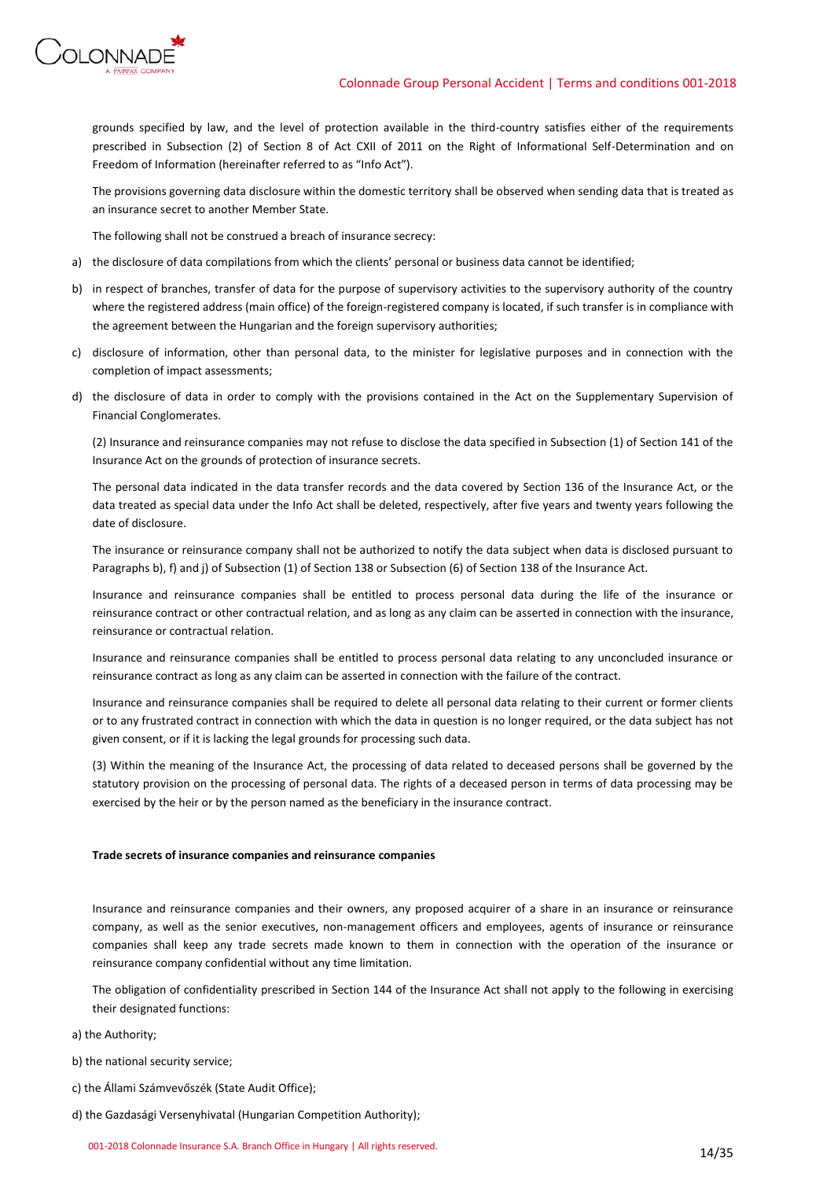grounds specified by law, and the level of protection available in the third-country satisfies either of the requirements prescribed in Subsection (2) of Section 8 of Act CXII of 2011 on the Right of Informational Self-Determination and on Freedom of Information (hereinafter referred to as "Info Act").

The provisions governing data disclosure within the domestic territory shall be observed when sending data that is treated as an insurance secret to another Member State.

The following shall not be construed a breach of insurance secrecy:

a) the disclosure of data compilations from which the clients' personal or business data cannot be identified;

b) in respect of branches, transfer of data for the purpose of supervisory activities to the supervisory authority of the country where the registered address (main office) of the foreign-registered company is located, if such transfer is in compliance with the agreement between the Hungarian and the foreign supervisory authorities;

c) disclosure of information, other than personal data, to the minister for legislative purposes and in connection with the completion of impact assessments;

d) the disclosure of data in order to comply with the provisions contained in the Act on the Supplementary Supervision of Financial Conglomerates.

(2) Insurance and reinsurance companies may not refuse to disclose the data specified in Subsection (1) of Section 141 of the Insurance Act on the grounds of protection of insurance secrets.

The personal data indicated in the data transfer records and the data covered by Section 136 of the Insurance Act, or the data treated as special data under the Info Act shall be deleted, respectively, after five years and twenty years following the date of disclosure.

The insurance or reinsurance company shall not be authorized to notify the data subject when data is disclosed pursuant to Paragraphs b), f) and j) of Subsection (1) of Section 138 or Subsection (6) of Section 138 of the Insurance Act.

Insurance and reinsurance companies shall be entitled to process personal data during the life of the insurance or reinsurance contract or other contractual relation, and as long as any claim can be asserted in connection with the insurance, reinsurance or contractual relation.

Insurance and reinsurance companies shall be entitled to process personal data relating to any unconcluded insurance or reinsurance contract as long as any claim can be asserted in connection with the failure of the contract.

Insurance and reinsurance companies shall be required to delete all personal data relating to their current or former clients or to any frustrated contract in connection with which the data in question is no longer required, or the data subject has not given consent, or if it is lacking the legal grounds for processing such data.

(3) Within the meaning of the Insurance Act, the processing of data related to deceased persons shall be governed by the statutory provision on the processing of personal data. The rights of a deceased person in terms of data processing may be exercised by the heir or by the person named as the beneficiary in the insurance contract.

**Trade secrets of insurance companies and reinsurance companies**

Insurance and reinsurance companies and their owners, any proposed acquirer of a share in an insurance or reinsurance company, as well as the senior executives, non-management officers and employees, agents of insurance or reinsurance companies shall keep any trade secrets made known to them in connection with the operation of the insurance or reinsurance company confidential without any time limitation.

The obligation of confidentiality prescribed in Section 144 of the Insurance Act shall not apply to the following in exercising their designated functions:

a) the Authority;

b) the national security service;

c) the Állami Számvevőszék (State Audit Office);

d) the Gazdasági Versenyhivatal (Hungarian Competition Authority);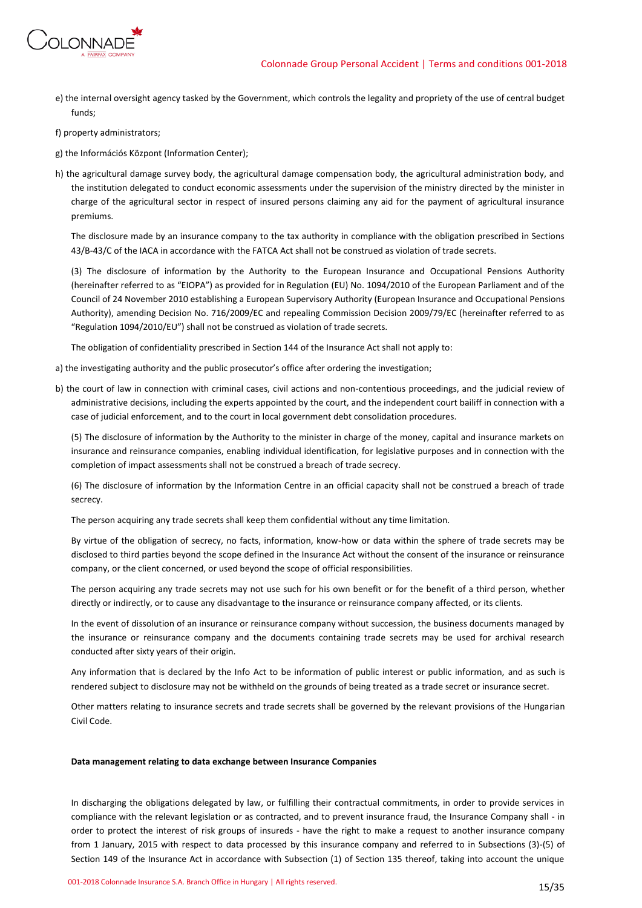e) the internal oversight agency tasked by the Government, which controls the legality and propriety of the use of central budget funds;

f) property administrators;

g) the Információs Központ (Information Center);

h) the agricultural damage survey body, the agricultural damage compensation body, the agricultural administration body, and the institution delegated to conduct economic assessments under the supervision of the ministry directed by the minister in charge of the agricultural sector in respect of insured persons claiming any aid for the payment of agricultural insurance premiums.

The disclosure made by an insurance company to the tax authority in compliance with the obligation prescribed in Sections 43/B-43/C of the IACA in accordance with the FATCA Act shall not be construed as violation of trade secrets.

(3) The disclosure of information by the Authority to the European Insurance and Occupational Pensions Authority (hereinafter referred to as "EIOPA") as provided for in Regulation (EU) No. 1094/2010 of the European Parliament and of the Council of 24 November 2010 establishing a European Supervisory Authority (European Insurance and Occupational Pensions Authority), amending Decision No. 716/2009/EC and repealing Commission Decision 2009/79/EC (hereinafter referred to as "Regulation 1094/2010/EU") shall not be construed as violation of trade secrets.

The obligation of confidentiality prescribed in Section 144 of the Insurance Act shall not apply to:

a) the investigating authority and the public prosecutor's office after ordering the investigation;

b) the court of law in connection with criminal cases, civil actions and non-contentious proceedings, and the judicial review of administrative decisions, including the experts appointed by the court, and the independent court bailiff in connection with a case of judicial enforcement, and to the court in local government debt consolidation procedures.

(5) The disclosure of information by the Authority to the minister in charge of the money, capital and insurance markets on insurance and reinsurance companies, enabling individual identification, for legislative purposes and in connection with the completion of impact assessments shall not be construed a breach of trade secrecy.

(6) The disclosure of information by the Information Centre in an official capacity shall not be construed a breach of trade secrecy.

The person acquiring any trade secrets shall keep them confidential without any time limitation.

By virtue of the obligation of secrecy, no facts, information, know-how or data within the sphere of trade secrets may be disclosed to third parties beyond the scope defined in the Insurance Act without the consent of the insurance or reinsurance company, or the client concerned, or used beyond the scope of official responsibilities.

The person acquiring any trade secrets may not use such for his own benefit or for the benefit of a third person, whether directly or indirectly, or to cause any disadvantage to the insurance or reinsurance company affected, or its clients.

In the event of dissolution of an insurance or reinsurance company without succession, the business documents managed by the insurance or reinsurance company and the documents containing trade secrets may be used for archival research conducted after sixty years of their origin.

Any information that is declared by the Info Act to be information of public interest or public information, and as such is rendered subject to disclosure may not be withheld on the grounds of being treated as a trade secret or insurance secret.

Other matters relating to insurance secrets and trade secrets shall be governed by the relevant provisions of the Hungarian Civil Code.

**Data management relating to data exchange between Insurance Companies**

In discharging the obligations delegated by law, or fulfilling their contractual commitments, in order to provide services in compliance with the relevant legislation or as contracted, and to prevent insurance fraud, the Insurance Company shall - in order to protect the interest of risk groups of insureds - have the right to make a request to another insurance company from 1 January, 2015 with respect to data processed by this insurance company and referred to in Subsections (3)-(5) of Section 149 of the Insurance Act in accordance with Subsection (1) of Section 135 thereof, taking into account the unique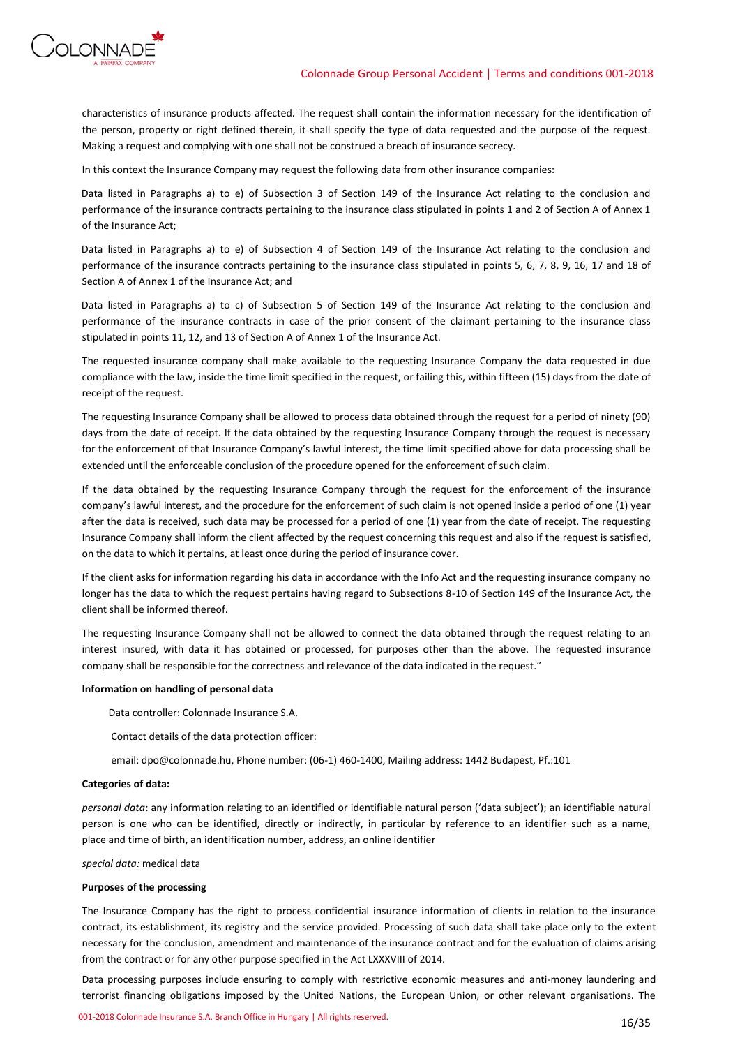characteristics of insurance products affected. The request shall contain the information necessary for the identification of the person, property or right defined therein, it shall specify the type of data requested and the purpose of the request. Making a request and complying with one shall not be construed a breach of insurance secrecy.

In this context the Insurance Company may request the following data from other insurance companies:

Data listed in Paragraphs a) to e) of Subsection 3 of Section 149 of the Insurance Act relating to the conclusion and performance of the insurance contracts pertaining to the insurance class stipulated in points 1 and 2 of Section A of Annex 1 of the Insurance Act;

Data listed in Paragraphs a) to e) of Subsection 4 of Section 149 of the Insurance Act relating to the conclusion and performance of the insurance contracts pertaining to the insurance class stipulated in points 5, 6, 7, 8, 9, 16, 17 and 18 of Section A of Annex 1 of the Insurance Act; and

Data listed in Paragraphs a) to c) of Subsection 5 of Section 149 of the Insurance Act relating to the conclusion and performance of the insurance contracts in case of the prior consent of the claimant pertaining to the insurance class stipulated in points 11, 12, and 13 of Section A of Annex 1 of the Insurance Act.

The requested insurance company shall make available to the requesting Insurance Company the data requested in due compliance with the law, inside the time limit specified in the request, or failing this, within fifteen (15) days from the date of receipt of the request.

The requesting Insurance Company shall be allowed to process data obtained through the request for a period of ninety (90) days from the date of receipt. If the data obtained by the requesting Insurance Company through the request is necessary for the enforcement of that Insurance Company's lawful interest, the time limit specified above for data processing shall be extended until the enforceable conclusion of the procedure opened for the enforcement of such claim.

If the data obtained by the requesting Insurance Company through the request for the enforcement of the insurance company's lawful interest, and the procedure for the enforcement of such claim is not opened inside a period of one (1) year after the data is received, such data may be processed for a period of one (1) year from the date of receipt. The requesting Insurance Company shall inform the client affected by the request concerning this request and also if the request is satisfied, on the data to which it pertains, at least once during the period of insurance cover.

If the client asks for information regarding his data in accordance with the Info Act and the requesting insurance company no longer has the data to which the request pertains having regard to Subsections 8-10 of Section 149 of the Insurance Act, the client shall be informed thereof.

The requesting Insurance Company shall not be allowed to connect the data obtained through the request relating to an interest insured, with data it has obtained or processed, for purposes other than the above. The requested insurance company shall be responsible for the correctness and relevance of the data indicated in the request."

**Information on handling of personal data**

Data controller: Colonnade Insurance S.A.

Contact details of the data protection officer:

email: dpo@colonnade.hu, Phone number: (06-1) 460-1400, Mailing address: 1442 Budapest, Pf.:101

**Categories of data:**

*personal data*: any information relating to an identified or identifiable natural person ('data subject'); an identifiable natural person is one who can be identified, directly or indirectly, in particular by reference to an identifier such as a name, place and time of birth, an identification number, address, an online identifier

*special data:* medical data

**Purposes of the processing**

The Insurance Company has the right to process confidential insurance information of clients in relation to the insurance contract, its establishment, its registry and the service provided. Processing of such data shall take place only to the extent necessary for the conclusion, amendment and maintenance of the insurance contract and for the evaluation of claims arising from the contract or for any other purpose specified in the Act LXXXVIII of 2014.

Data processing purposes include ensuring to comply with restrictive economic measures and anti-money laundering and terrorist financing obligations imposed by the United Nations, the European Union, or other relevant organisations. The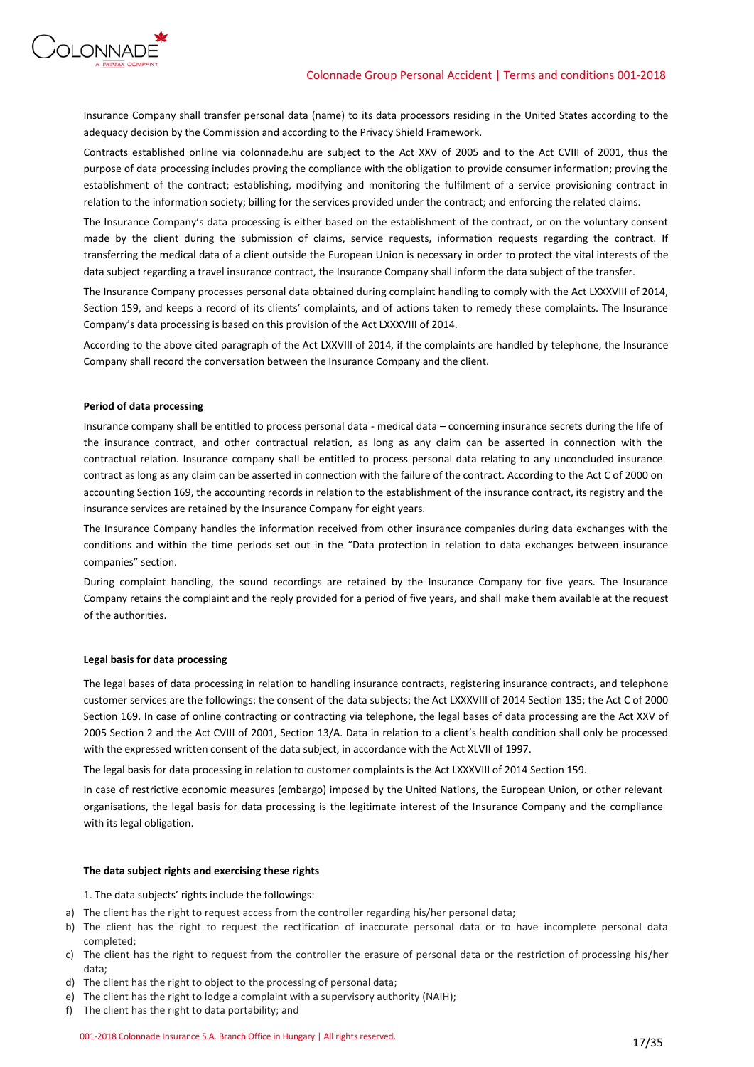Insurance Company shall transfer personal data (name) to its data processors residing in the United States according to the adequacy decision by the Commission and according to the Privacy Shield Framework.

Contracts established online via colonnade.hu are subject to the Act XXV of 2005 and to the Act CVIII of 2001, thus the purpose of data processing includes proving the compliance with the obligation to provide consumer information; proving the establishment of the contract; establishing, modifying and monitoring the fulfilment of a service provisioning contract in relation to the information society; billing for the services provided under the contract; and enforcing the related claims.

The Insurance Company's data processing is either based on the establishment of the contract, or on the voluntary consent made by the client during the submission of claims, service requests, information requests regarding the contract. If transferring the medical data of a client outside the European Union is necessary in order to protect the vital interests of the data subject regarding a travel insurance contract, the Insurance Company shall inform the data subject of the transfer.

The Insurance Company processes personal data obtained during complaint handling to comply with the Act LXXXVIII of 2014, Section 159, and keeps a record of its clients' complaints, and of actions taken to remedy these complaints. The Insurance Company's data processing is based on this provision of the Act LXXXVIII of 2014.

According to the above cited paragraph of the Act LXXVIII of 2014, if the complaints are handled by telephone, the Insurance Company shall record the conversation between the Insurance Company and the client.

**Period of data processing**

Insurance company shall be entitled to process personal data - medical data – concerning insurance secrets during the life of the insurance contract, and other contractual relation, as long as any claim can be asserted in connection with the contractual relation. Insurance company shall be entitled to process personal data relating to any unconcluded insurance contract as long as any claim can be asserted in connection with the failure of the contract. According to the Act C of 2000 on accounting Section 169, the accounting records in relation to the establishment of the insurance contract, its registry and the insurance services are retained by the Insurance Company for eight years.

The Insurance Company handles the information received from other insurance companies during data exchanges with the conditions and within the time periods set out in the "Data protection in relation to data exchanges between insurance companies" section.

During complaint handling, the sound recordings are retained by the Insurance Company for five years. The Insurance Company retains the complaint and the reply provided for a period of five years, and shall make them available at the request of the authorities.

**Legal basis for data processing**

The legal bases of data processing in relation to handling insurance contracts, registering insurance contracts, and telephone customer services are the followings: the consent of the data subjects; the Act LXXXVIII of 2014 Section 135; the Act C of 2000 Section 169. In case of online contracting or contracting via telephone, the legal bases of data processing are the Act XXV of 2005 Section 2 and the Act CVIII of 2001, Section 13/A. Data in relation to a client's health condition shall only be processed with the expressed written consent of the data subject, in accordance with the Act XLVII of 1997.

The legal basis for data processing in relation to customer complaints is the Act LXXXVIII of 2014 Section 159.

In case of restrictive economic measures (embargo) imposed by the United Nations, the European Union, or other relevant organisations, the legal basis for data processing is the legitimate interest of the Insurance Company and the compliance with its legal obligation.

**The data subject rights and exercising these rights**

1. The data subjects' rights include the followings:

a) The client has the right to request access from the controller regarding his/her personal data;
b) The client has the right to request the rectification of inaccurate personal data or to have incomplete personal data completed;
c) The client has the right to request from the controller the erasure of personal data or the restriction of processing his/her data;
d) The client has the right to object to the processing of personal data;
e) The client has the right to lodge a complaint with a supervisory authority (NAIH);
f) The client has the right to data portability; and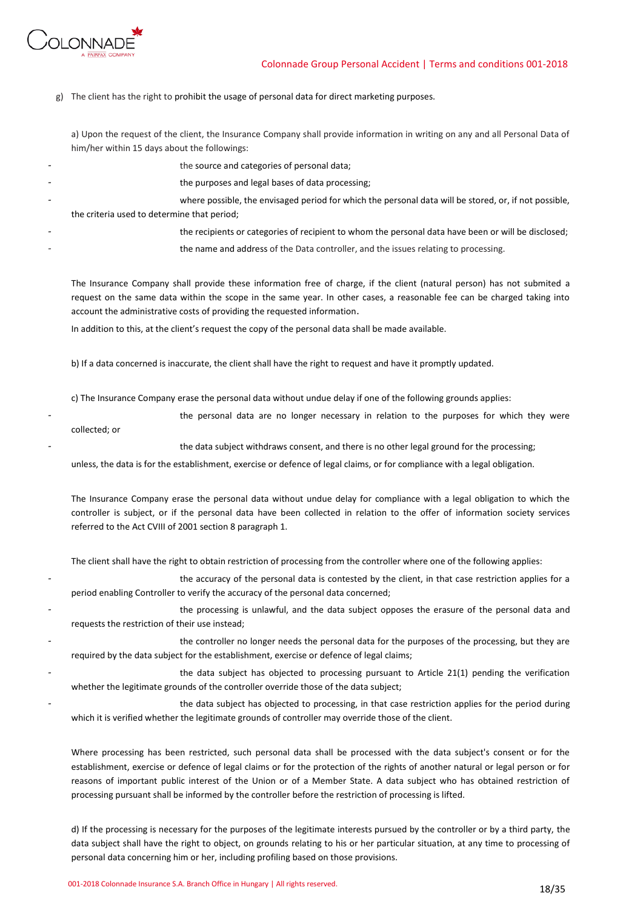g) The client has the right to prohibit the usage of personal data for direct marketing purposes.

a) Upon the request of the client, the Insurance Company shall provide information in writing on any and all Personal Data of him/her within 15 days about the followings:

- the source and categories of personal data;
- the purposes and legal bases of data processing;
- where possible, the envisaged period for which the personal data will be stored, or, if not possible, the criteria used to determine that period;
- the recipients or categories of recipient to whom the personal data have been or will be disclosed;
- the name and address of the Data controller, and the issues relating to processing.

The Insurance Company shall provide these information free of charge, if the client (natural person) has not submited a request on the same data within the scope in the same year. In other cases, a reasonable fee can be charged taking into account the administrative costs of providing the requested information.

In addition to this, at the client's request the copy of the personal data shall be made available.

b) If a data concerned is inaccurate, the client shall have the right to request and have it promptly updated.

c) The Insurance Company erase the personal data without undue delay if one of the following grounds applies:

- the personal data are no longer necessary in relation to the purposes for which they were collected; or
- the data subject withdraws consent, and there is no other legal ground for the processing;

unless, the data is for the establishment, exercise or defence of legal claims, or for compliance with a legal obligation.

The Insurance Company erase the personal data without undue delay for compliance with a legal obligation to which the controller is subject, or if the personal data have been collected in relation to the offer of information society services referred to the Act CVIII of 2001 section 8 paragraph 1.

The client shall have the right to obtain restriction of processing from the controller where one of the following applies:

- the accuracy of the personal data is contested by the client, in that case restriction applies for a period enabling Controller to verify the accuracy of the personal data concerned;
- the processing is unlawful, and the data subject opposes the erasure of the personal data and requests the restriction of their use instead;
- the controller no longer needs the personal data for the purposes of the processing, but they are required by the data subject for the establishment, exercise or defence of legal claims;
- the data subject has objected to processing pursuant to Article 21(1) pending the verification whether the legitimate grounds of the controller override those of the data subject;
- the data subject has objected to processing, in that case restriction applies for the period during which it is verified whether the legitimate grounds of controller may override those of the client.

Where processing has been restricted, such personal data shall be processed with the data subject's consent or for the establishment, exercise or defence of legal claims or for the protection of the rights of another natural or legal person or for reasons of important public interest of the Union or of a Member State. A data subject who has obtained restriction of processing pursuant shall be informed by the controller before the restriction of processing is lifted.

d) If the processing is necessary for the purposes of the legitimate interests pursued by the controller or by a third party, the data subject shall have the right to object, on grounds relating to his or her particular situation, at any time to processing of personal data concerning him or her, including profiling based on those provisions.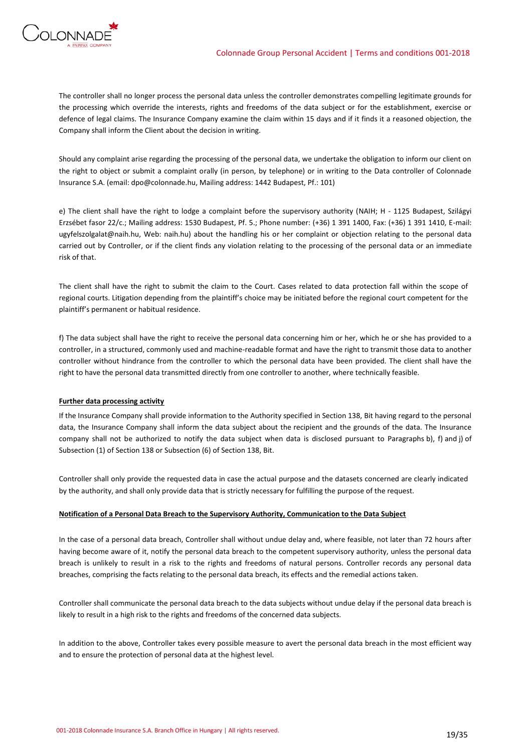The controller shall no longer process the personal data unless the controller demonstrates compelling legitimate grounds for the processing which override the interests, rights and freedoms of the data subject or for the establishment, exercise or defence of legal claims. The Insurance Company examine the claim within 15 days and if it finds it a reasoned objection, the Company shall inform the Client about the decision in writing.

Should any complaint arise regarding the processing of the personal data, we undertake the obligation to inform our client on the right to object or submit a complaint orally (in person, by telephone) or in writing to the Data controller of Colonnade Insurance S.A. (email: dpo@colonnade.hu, Mailing address: 1442 Budapest, Pf.: 101)

e) The client shall have the right to lodge a complaint before the supervisory authority (NAIH; H - 1125 Budapest, Szilágyi Erzsébet fasor 22/c.; Mailing address: 1530 Budapest, Pf. 5.; Phone number: (+36) 1 391 1400, Fax: (+36) 1 391 1410, E-mail: ugyfelszolgalat@naih.hu, Web: naih.hu) about the handling his or her complaint or objection relating to the personal data carried out by Controller, or if the client finds any violation relating to the processing of the personal data or an immediate risk of that.

The client shall have the right to submit the claim to the Court. Cases related to data protection fall within the scope of regional courts. Litigation depending from the plaintiff's choice may be initiated before the regional court competent for the plaintiff's permanent or habitual residence.

f) The data subject shall have the right to receive the personal data concerning him or her, which he or she has provided to a controller, in a structured, commonly used and machine-readable format and have the right to transmit those data to another controller without hindrance from the controller to which the personal data have been provided. The client shall have the right to have the personal data transmitted directly from one controller to another, where technically feasible.

**Further data processing activity**

If the Insurance Company shall provide information to the Authority specified in Section 138, Bit having regard to the personal data, the Insurance Company shall inform the data subject about the recipient and the grounds of the data. The Insurance company shall not be authorized to notify the data subject when data is disclosed pursuant to Paragraphs b), f) and j) of Subsection (1) of Section 138 or Subsection (6) of Section 138, Bit.

Controller shall only provide the requested data in case the actual purpose and the datasets concerned are clearly indicated by the authority, and shall only provide data that is strictly necessary for fulfilling the purpose of the request.

**Notification of a Personal Data Breach to the Supervisory Authority, Communication to the Data Subject**

In the case of a personal data breach, Controller shall without undue delay and, where feasible, not later than 72 hours after having become aware of it, notify the personal data breach to the competent supervisory authority, unless the personal data breach is unlikely to result in a risk to the rights and freedoms of natural persons. Controller records any personal data breaches, comprising the facts relating to the personal data breach, its effects and the remedial actions taken.

Controller shall communicate the personal data breach to the data subjects without undue delay if the personal data breach is likely to result in a high risk to the rights and freedoms of the concerned data subjects.

In addition to the above, Controller takes every possible measure to avert the personal data breach in the most efficient way and to ensure the protection of personal data at the highest level.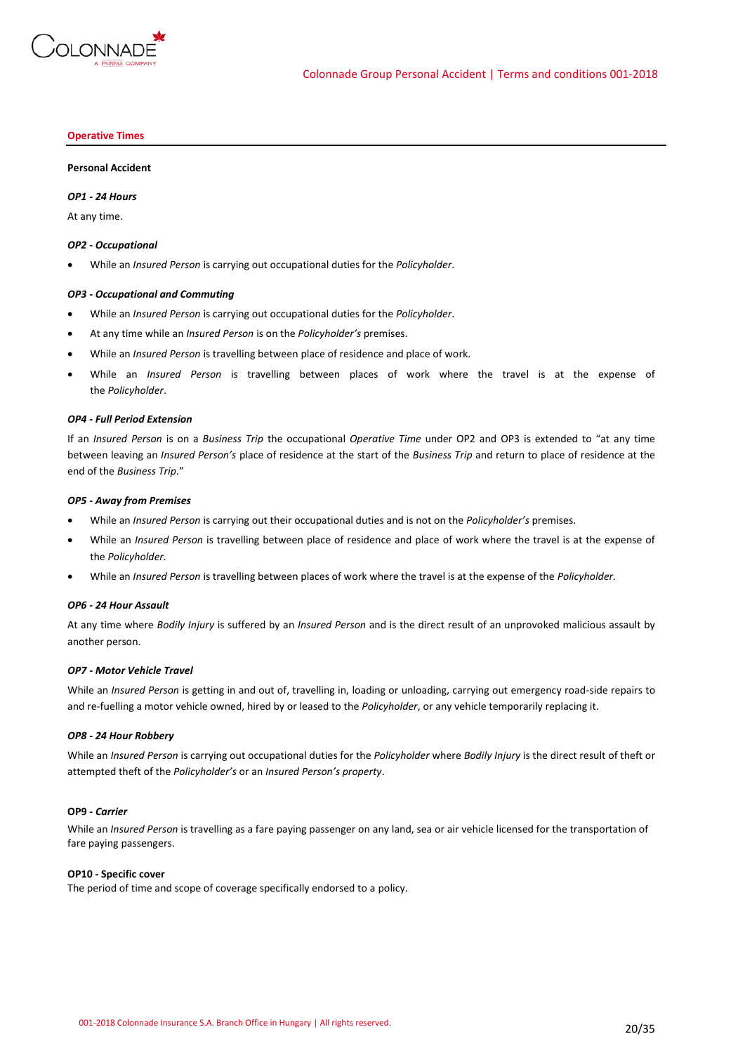## Operative Times

**Personal Accident**

***OP1 - 24 Hours***

At any time.

***OP2 - Occupational***

- While an *Insured Person* is carrying out occupational duties for the *Policyholder*.

***OP3 - Occupational and Commuting***

- While an *Insured Person* is carrying out occupational duties for the *Policyholder*.
- At any time while an *Insured Person* is on the *Policyholder's* premises.
- While an *Insured Person* is travelling between place of residence and place of work.
- While an *Insured Person* is travelling between places of work where the travel is at the expense of the *Policyholder*.

***OP4 - Full Period Extension***

If an *Insured Person* is on a *Business Trip* the occupational *Operative Time* under OP2 and OP3 is extended to "at any time between leaving an *Insured Person's* place of residence at the start of the *Business Trip* and return to place of residence at the end of the *Business Trip*."

***OP5 - Away from Premises***

- While an *Insured Person* is carrying out their occupational duties and is not on the *Policyholder's* premises.
- While an *Insured Person* is travelling between place of residence and place of work where the travel is at the expense of the *Policyholder*.
- While an *Insured Person* is travelling between places of work where the travel is at the expense of the *Policyholder*.

***OP6 - 24 Hour Assault***

At any time where *Bodily Injury* is suffered by an *Insured Person* and is the direct result of an unprovoked malicious assault by another person.

***OP7 - Motor Vehicle Travel***

While an *Insured Person* is getting in and out of, travelling in, loading or unloading, carrying out emergency road-side repairs to and re-fuelling a motor vehicle owned, hired by or leased to the *Policyholder*, or any vehicle temporarily replacing it.

***OP8 - 24 Hour Robbery***

While an *Insured Person* is carrying out occupational duties for the *Policyholder* where *Bodily Injury* is the direct result of theft or attempted theft of the *Policyholder's* or an *Insured Person's property*.

**OP9 - *Carrier***

While an *Insured Person* is travelling as a fare paying passenger on any land, sea or air vehicle licensed for the transportation of fare paying passengers.

**OP10 - Specific cover**

The period of time and scope of coverage specifically endorsed to a policy.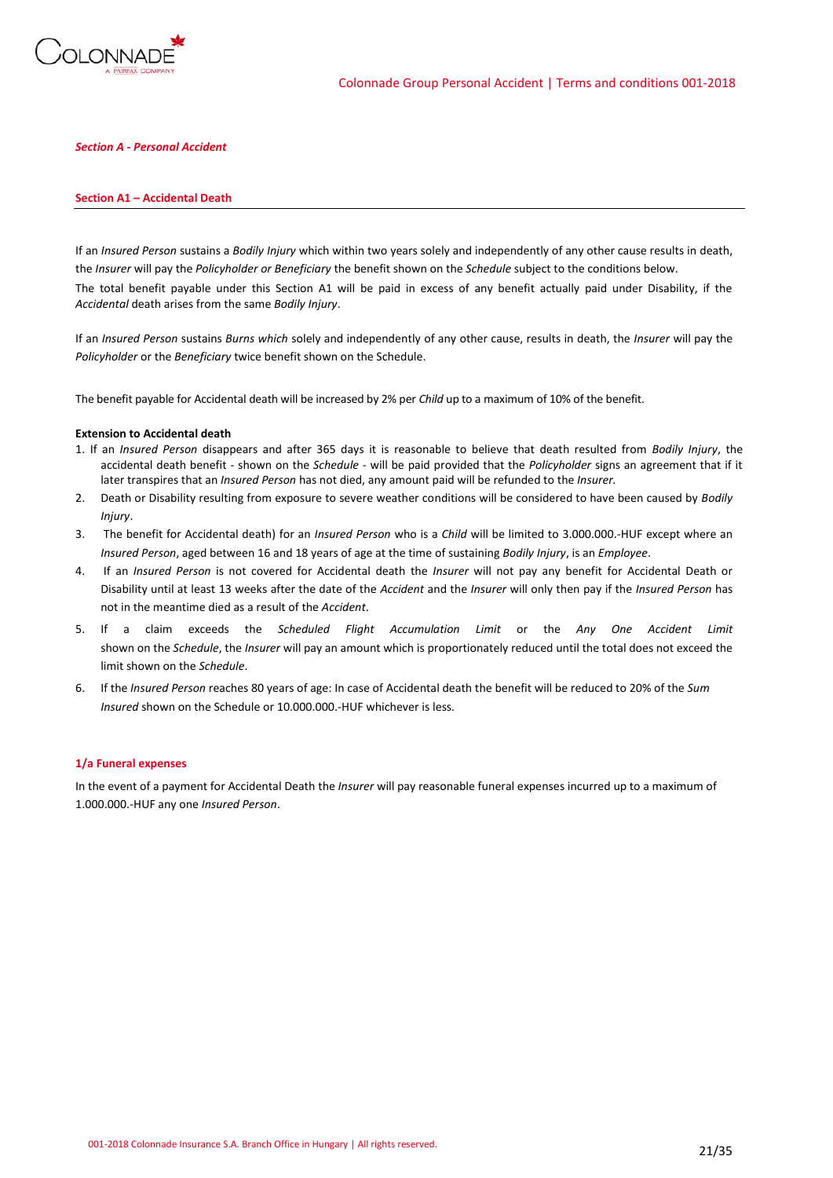***Section A - Personal Accident***

**Section A1 – Accidental Death**

If an *Insured Person* sustains a *Bodily Injury* which within two years solely and independently of any other cause results in death, the *Insurer* will pay the *Policyholder or Beneficiary* the benefit shown on the *Schedule* subject to the conditions below.

The total benefit payable under this Section A1 will be paid in excess of any benefit actually paid under Disability, if the *Accidental* death arises from the same *Bodily Injury*.

If an *Insured Person* sustains *Burns which* solely and independently of any other cause, results in death, the *Insurer* will pay the *Policyholder* or the *Beneficiary* twice benefit shown on the Schedule.

The benefit payable for Accidental death will be increased by 2% per *Child* up to a maximum of 10% of the benefit.

**Extension to Accidental death**

1. If an *Insured Person* disappears and after 365 days it is reasonable to believe that death resulted from *Bodily Injury*, the accidental death benefit - shown on the *Schedule* - will be paid provided that the *Policyholder* signs an agreement that if it later transpires that an *Insured Person* has not died, any amount paid will be refunded to the *Insurer.*
2. Death or Disability resulting from exposure to severe weather conditions will be considered to have been caused by *Bodily Injury*.
3. The benefit for Accidental death) for an *Insured Person* who is a *Child* will be limited to 3.000.000.-HUF except where an *Insured Person*, aged between 16 and 18 years of age at the time of sustaining *Bodily Injury*, is an *Employee*.
4. If an *Insured Person* is not covered for Accidental death the *Insurer* will not pay any benefit for Accidental Death or Disability until at least 13 weeks after the date of the *Accident* and the *Insurer* will only then pay if the *Insured Person* has not in the meantime died as a result of the *Accident*.
5. If a claim exceeds the *Scheduled Flight Accumulation Limit* or the *Any One Accident Limit* shown on the *Schedule*, the *Insurer* will pay an amount which is proportionately reduced until the total does not exceed the limit shown on the *Schedule*.
6. If the *Insured Person* reaches 80 years of age: In case of Accidental death the benefit will be reduced to 20% of the *Sum Insured* shown on the Schedule or 10.000.000.-HUF whichever is less.

**1/a Funeral expenses**

In the event of a payment for Accidental Death the *Insurer* will pay reasonable funeral expenses incurred up to a maximum of 1.000.000.-HUF any one *Insured Person*.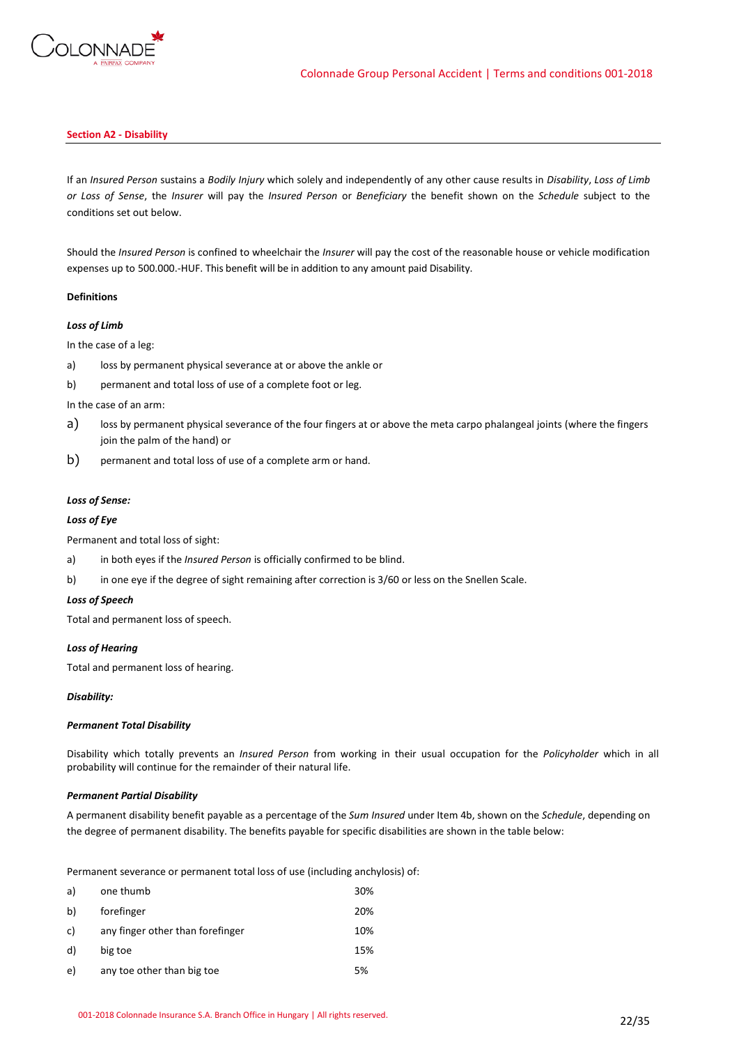## Section A2 - Disability

If an *Insured Person* sustains a *Bodily Injury* which solely and independently of any other cause results in *Disability*, *Loss of Limb or Loss of Sense*, the *Insurer* will pay the *Insured Person* or *Beneficiary* the benefit shown on the *Schedule* subject to the conditions set out below.

Should the *Insured Person* is confined to wheelchair the *Insurer* will pay the cost of the reasonable house or vehicle modification expenses up to 500.000.-HUF. This benefit will be in addition to any amount paid Disability.

**Definitions**

***Loss of Limb***

In the case of a leg:

a) loss by permanent physical severance at or above the ankle or

b) permanent and total loss of use of a complete foot or leg.

In the case of an arm:

a) loss by permanent physical severance of the four fingers at or above the meta carpo phalangeal joints (where the fingers join the palm of the hand) or

b) permanent and total loss of use of a complete arm or hand.

***Loss of Sense:***

***Loss of Eye***

Permanent and total loss of sight:

a) in both eyes if the *Insured Person* is officially confirmed to be blind.

b) in one eye if the degree of sight remaining after correction is 3/60 or less on the Snellen Scale.

***Loss of Speech***

Total and permanent loss of speech.

***Loss of Hearing***

Total and permanent loss of hearing.

***Disability:***

***Permanent Total Disability***

Disability which totally prevents an *Insured Person* from working in their usual occupation for the *Policyholder* which in all probability will continue for the remainder of their natural life.

***Permanent Partial Disability***

A permanent disability benefit payable as a percentage of the *Sum Insured* under Item 4b, shown on the *Schedule*, depending on the degree of permanent disability. The benefits payable for specific disabilities are shown in the table below:

Permanent severance or permanent total loss of use (including anchylosis) of:

| | | |
|---|---|---|
| a) | one thumb | 30% |
| b) | forefinger | 20% |
| c) | any finger other than forefinger | 10% |
| d) | big toe | 15% |
| e) | any toe other than big toe | 5% |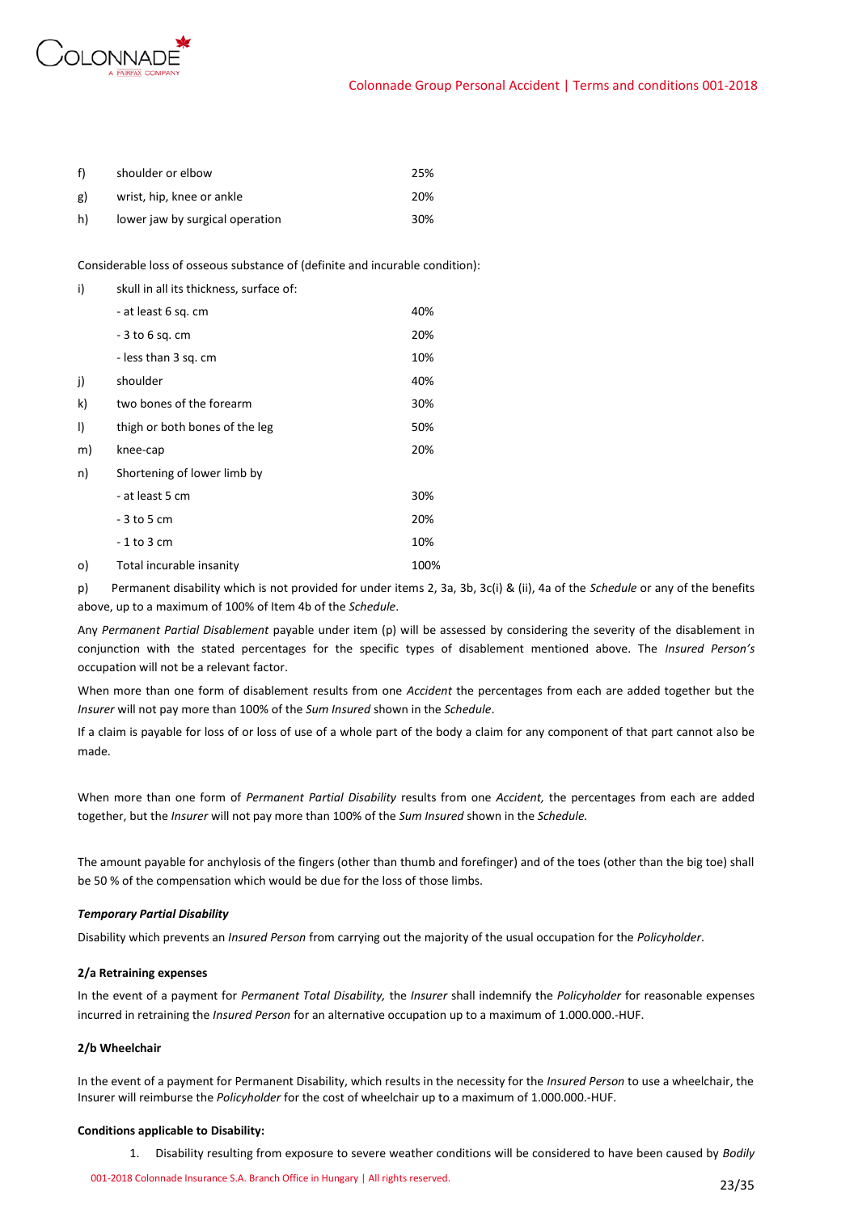| | | |
|---|---|---|
| f) | shoulder or elbow | 25% |
| g) | wrist, hip, knee or ankle | 20% |
| h) | lower jaw by surgical operation | 30% |

Considerable loss of osseous substance of (definite and incurable condition):

| | | |
|---|---|---|
| i) | skull in all its thickness, surface of: | |
| | - at least 6 sq. cm | 40% |
| | - 3 to 6 sq. cm | 20% |
| | - less than 3 sq. cm | 10% |
| j) | shoulder | 40% |
| k) | two bones of the forearm | 30% |
| l) | thigh or both bones of the leg | 50% |
| m) | knee-cap | 20% |
| n) | Shortening of lower limb by | |
| | - at least 5 cm | 30% |
| | - 3 to 5 cm | 20% |
| | - 1 to 3 cm | 10% |
| o) | Total incurable insanity | 100% |

p) Permanent disability which is not provided for under items 2, 3a, 3b, 3c(i) & (ii), 4a of the *Schedule* or any of the benefits above, up to a maximum of 100% of Item 4b of the *Schedule*.

Any *Permanent Partial Disablement* payable under item (p) will be assessed by considering the severity of the disablement in conjunction with the stated percentages for the specific types of disablement mentioned above. The *Insured Person's* occupation will not be a relevant factor.

When more than one form of disablement results from one *Accident* the percentages from each are added together but the *Insurer* will not pay more than 100% of the *Sum Insured* shown in the *Schedule*.

If a claim is payable for loss of or loss of use of a whole part of the body a claim for any component of that part cannot also be made.

When more than one form of *Permanent Partial Disability* results from one *Accident,* the percentages from each are added together, but the *Insurer* will not pay more than 100% of the *Sum Insured* shown in the *Schedule.*

The amount payable for anchylosis of the fingers (other than thumb and forefinger) and of the toes (other than the big toe) shall be 50 % of the compensation which would be due for the loss of those limbs.

***Temporary Partial Disability***

Disability which prevents an *Insured Person* from carrying out the majority of the usual occupation for the *Policyholder*.

**2/a Retraining expenses**

In the event of a payment for *Permanent Total Disability,* the *Insurer* shall indemnify the *Policyholder* for reasonable expenses incurred in retraining the *Insured Person* for an alternative occupation up to a maximum of 1.000.000.-HUF.

**2/b Wheelchair**

In the event of a payment for Permanent Disability, which results in the necessity for the *Insured Person* to use a wheelchair, the Insurer will reimburse the *Policyholder* for the cost of wheelchair up to a maximum of 1.000.000.-HUF.

**Conditions applicable to Disability:**

1. Disability resulting from exposure to severe weather conditions will be considered to have been caused by *Bodily*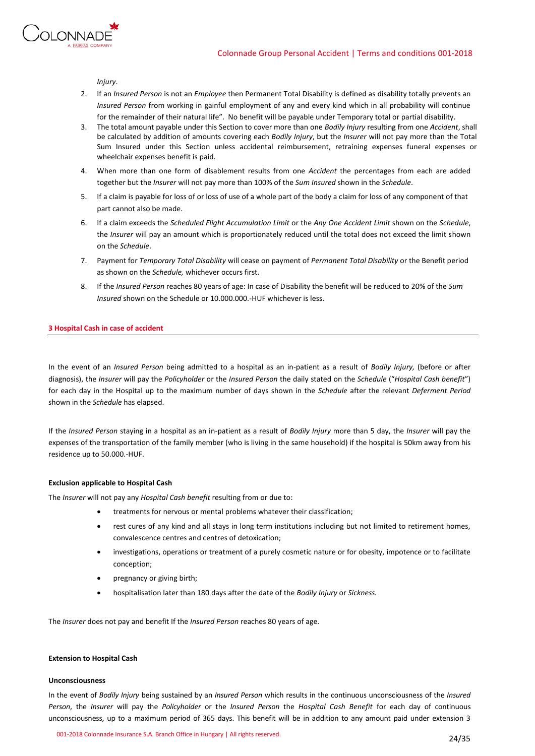*Injury*.

2. If an *Insured Person* is not an *Employee* then Permanent Total Disability is defined as disability totally prevents an *Insured Person* from working in gainful employment of any and every kind which in all probability will continue for the remainder of their natural life". No benefit will be payable under Temporary total or partial disability.
3. The total amount payable under this Section to cover more than one *Bodily Injury* resulting from one *Accident*, shall be calculated by addition of amounts covering each *Bodily Injury*, but the *Insurer* will not pay more than the Total Sum Insured under this Section unless accidental reimbursement, retraining expenses funeral expenses or wheelchair expenses benefit is paid.
4. When more than one form of disablement results from one *Accident* the percentages from each are added together but the *Insurer* will not pay more than 100% of the *Sum Insured* shown in the *Schedule*.
5. If a claim is payable for loss of or loss of use of a whole part of the body a claim for loss of any component of that part cannot also be made.
6. If a claim exceeds the *Scheduled Flight Accumulation Limit* or the *Any One Accident Limit* shown on the *Schedule*, the *Insurer* will pay an amount which is proportionately reduced until the total does not exceed the limit shown on the *Schedule*.
7. Payment for *Temporary Total Disability* will cease on payment of *Permanent Total Disability* or the Benefit period as shown on the *Schedule,* whichever occurs first.
8. If the *Insured Person* reaches 80 years of age: In case of Disability the benefit will be reduced to 20% of the *Sum Insured* shown on the Schedule or 10.000.000.-HUF whichever is less.

## 3 Hospital Cash in case of accident

In the event of an *Insured Person* being admitted to a hospital as an in-patient as a result of *Bodily Injury,* (before or after diagnosis), the *Insurer* will pay the *Policyholder* or the *Insured Person* the daily stated on the *Schedule* ("*Hospital Cash benefit*") for each day in the Hospital up to the maximum number of days shown in the *Schedule* after the relevant *Deferment Period* shown in the *Schedule* has elapsed.

If the *Insured Person* staying in a hospital as an in-patient as a result of *Bodily Injury* more than 5 day, the *Insurer* will pay the expenses of the transportation of the family member (who is living in the same household) if the hospital is 50km away from his residence up to 50.000.-HUF.

**Exclusion applicable to Hospital Cash**

The *Insurer* will not pay any *Hospital Cash benefit* resulting from or due to:

- treatments for nervous or mental problems whatever their classification;
- rest cures of any kind and all stays in long term institutions including but not limited to retirement homes, convalescence centres and centres of detoxication;
- investigations, operations or treatment of a purely cosmetic nature or for obesity, impotence or to facilitate conception;
- pregnancy or giving birth;
- hospitalisation later than 180 days after the date of the *Bodily Injury* or *Sickness.*

The *Insurer* does not pay and benefit If the *Insured Person* reaches 80 years of age.

**Extension to Hospital Cash**

**Unconsciousness**

In the event of *Bodily Injury* being sustained by an *Insured Person* which results in the continuous unconsciousness of the *Insured Person*, the *Insurer* will pay the *Policyholder* or the *Insured Person* the *Hospital Cash Benefit* for each day of continuous unconsciousness, up to a maximum period of 365 days. This benefit will be in addition to any amount paid under extension 3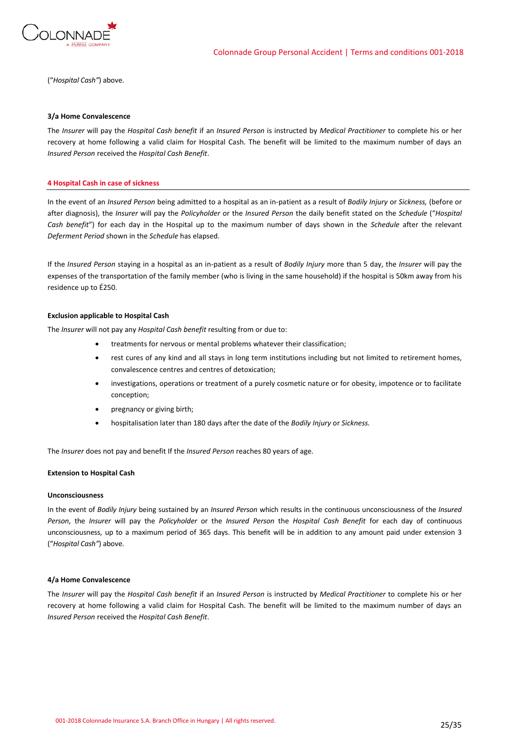("*Hospital Cash"*) above.

#### 3/a Home Convalescence

The *Insurer* will pay the *Hospital Cash benefit* if an *Insured Person* is instructed by *Medical Practitioner* to complete his or her recovery at home following a valid claim for Hospital Cash. The benefit will be limited to the maximum number of days an *Insured Person* received the *Hospital Cash Benefit*.

### 4 Hospital Cash in case of sickness

In the event of an *Insured Person* being admitted to a hospital as an in-patient as a result of *Bodily Injury* or *Sickness,* (before or after diagnosis), the *Insurer* will pay the *Policyholder* or the *Insured Person* the daily benefit stated on the *Schedule* ("*Hospital Cash benefit*") for each day in the Hospital up to the maximum number of days shown in the *Schedule* after the relevant *Deferment Period* shown in the *Schedule* has elapsed.

If the *Insured Person* staying in a hospital as an in-patient as a result of *Bodily Injury* more than 5 day, the *Insurer* will pay the expenses of the transportation of the family member (who is living in the same household) if the hospital is 50km away from his residence up to É250.

#### Exclusion applicable to Hospital Cash

The *Insurer* will not pay any *Hospital Cash benefit* resulting from or due to:

- treatments for nervous or mental problems whatever their classification;
- rest cures of any kind and all stays in long term institutions including but not limited to retirement homes, convalescence centres and centres of detoxication;
- investigations, operations or treatment of a purely cosmetic nature or for obesity, impotence or to facilitate conception;
- pregnancy or giving birth;
- hospitalisation later than 180 days after the date of the *Bodily Injury* or *Sickness.*

The *Insurer* does not pay and benefit If the *Insured Person* reaches 80 years of age.

#### Extension to Hospital Cash

#### Unconsciousness

In the event of *Bodily Injury* being sustained by an *Insured Person* which results in the continuous unconsciousness of the *Insured Person*, the *Insurer* will pay the *Policyholder* or the *Insured Person* the *Hospital Cash Benefit* for each day of continuous unconsciousness, up to a maximum period of 365 days. This benefit will be in addition to any amount paid under extension 3 ("*Hospital Cash"*) above.

#### 4/a Home Convalescence

The *Insurer* will pay the *Hospital Cash benefit* if an *Insured Person* is instructed by *Medical Practitioner* to complete his or her recovery at home following a valid claim for Hospital Cash. The benefit will be limited to the maximum number of days an *Insured Person* received the *Hospital Cash Benefit*.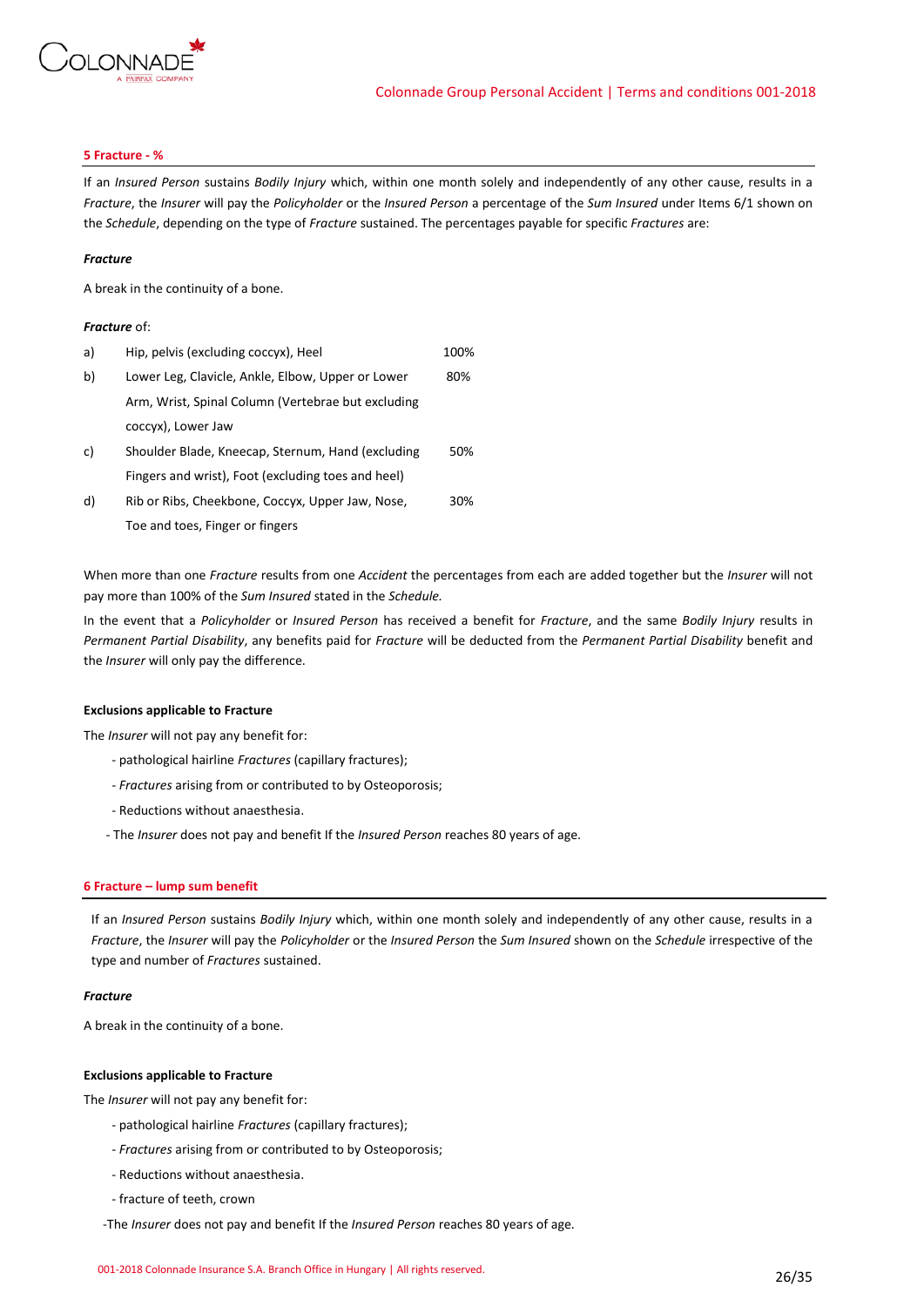### 5 Fracture - %

If an *Insured Person* sustains *Bodily Injury* which, within one month solely and independently of any other cause, results in a *Fracture*, the *Insurer* will pay the *Policyholder* or the *Insured Person* a percentage of the *Sum Insured* under Items 6/1 shown on the *Schedule*, depending on the type of *Fracture* sustained. The percentages payable for specific *Fractures* are:

***Fracture***

A break in the continuity of a bone.

***Fracture*** of:

| | | |
|---|---|---|
| a) | Hip, pelvis (excluding coccyx), Heel | 100% |
| b) | Lower Leg, Clavicle, Ankle, Elbow, Upper or Lower Arm, Wrist, Spinal Column (Vertebrae but excluding coccyx), Lower Jaw | 80% |
| c) | Shoulder Blade, Kneecap, Sternum, Hand (excluding Fingers and wrist), Foot (excluding toes and heel) | 50% |
| d) | Rib or Ribs, Cheekbone, Coccyx, Upper Jaw, Nose, Toe and toes, Finger or fingers | 30% |

When more than one *Fracture* results from one *Accident* the percentages from each are added together but the *Insurer* will not pay more than 100% of the *Sum Insured* stated in the *Schedule.*

In the event that a *Policyholder* or *Insured Person* has received a benefit for *Fracture*, and the same *Bodily Injury* results in *Permanent Partial Disability*, any benefits paid for *Fracture* will be deducted from the *Permanent Partial Disability* benefit and the *Insurer* will only pay the difference.

**Exclusions applicable to Fracture**

The *Insurer* will not pay any benefit for:

- pathological hairline *Fractures* (capillary fractures);
- *Fractures* arising from or contributed to by Osteoporosis;
- Reductions without anaesthesia.
- The *Insurer* does not pay and benefit If the *Insured Person* reaches 80 years of age.

### 6 Fracture – lump sum benefit

If an *Insured Person* sustains *Bodily Injury* which, within one month solely and independently of any other cause, results in a *Fracture*, the *Insurer* will pay the *Policyholder* or the *Insured Person* the *Sum Insured* shown on the *Schedule* irrespective of the type and number of *Fractures* sustained.

***Fracture***

A break in the continuity of a bone.

**Exclusions applicable to Fracture**

The *Insurer* will not pay any benefit for:

- pathological hairline *Fractures* (capillary fractures);
- *Fractures* arising from or contributed to by Osteoporosis;
- Reductions without anaesthesia.
- fracture of teeth, crown
- The *Insurer* does not pay and benefit If the *Insured Person* reaches 80 years of age.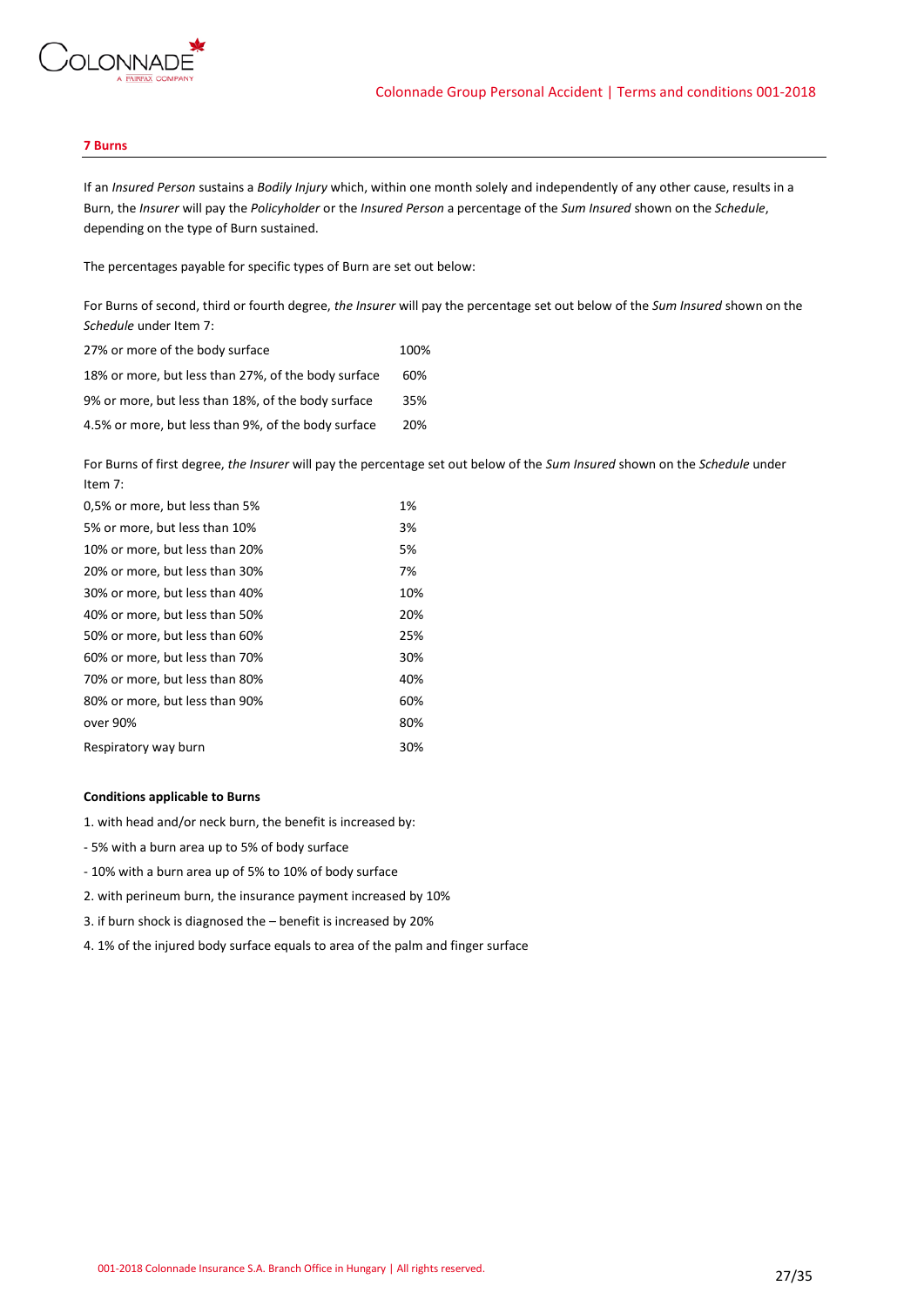#### 7 Burns

If an *Insured Person* sustains a *Bodily Injury* which, within one month solely and independently of any other cause, results in a Burn, the *Insurer* will pay the *Policyholder* or the *Insured Person* a percentage of the *Sum Insured* shown on the *Schedule*, depending on the type of Burn sustained.

The percentages payable for specific types of Burn are set out below:

For Burns of second, third or fourth degree, *the Insurer* will pay the percentage set out below of the *Sum Insured* shown on the *Schedule* under Item 7:

| | |
|---|---|
| 27% or more of the body surface | 100% |
| 18% or more, but less than 27%, of the body surface | 60% |
| 9% or more, but less than 18%, of the body surface | 35% |
| 4.5% or more, but less than 9%, of the body surface | 20% |

For Burns of first degree, *the Insurer* will pay the percentage set out below of the *Sum Insured* shown on the *Schedule* under Item 7:

| | |
|---|---|
| 0,5% or more, but less than 5% | 1% |
| 5% or more, but less than 10% | 3% |
| 10% or more, but less than 20% | 5% |
| 20% or more, but less than 30% | 7% |
| 30% or more, but less than 40% | 10% |
| 40% or more, but less than 50% | 20% |
| 50% or more, but less than 60% | 25% |
| 60% or more, but less than 70% | 30% |
| 70% or more, but less than 80% | 40% |
| 80% or more, but less than 90% | 60% |
| over 90% | 80% |
| Respiratory way burn | 30% |

**Conditions applicable to Burns**

1. with head and/or neck burn, the benefit is increased by:

- 5% with a burn area up to 5% of body surface
- 10% with a burn area up of 5% to 10% of body surface

2. with perineum burn, the insurance payment increased by 10%

3. if burn shock is diagnosed the – benefit is increased by 20%

4. 1% of the injured body surface equals to area of the palm and finger surface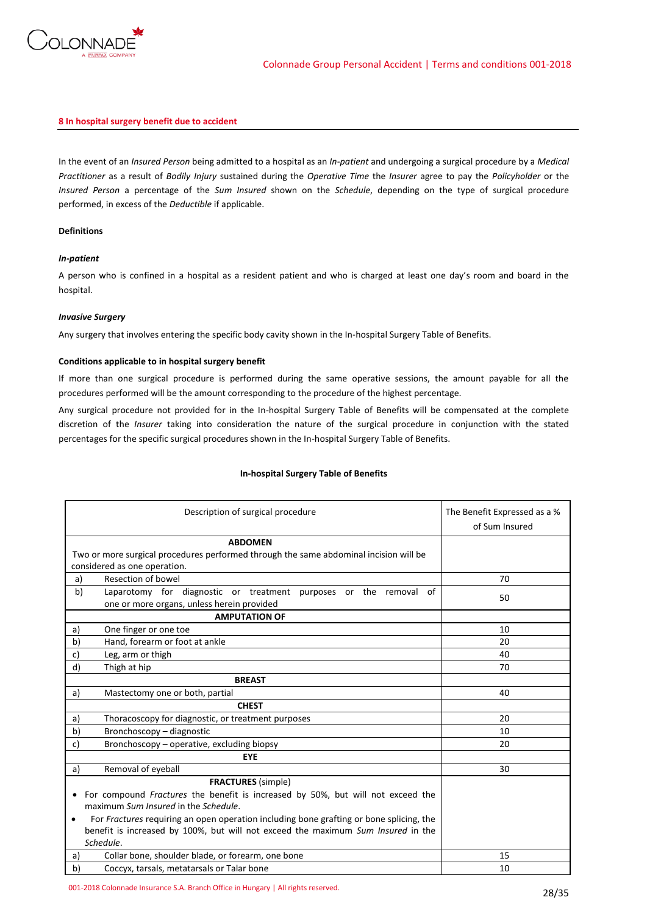## 8 In hospital surgery benefit due to accident

In the event of an *Insured Person* being admitted to a hospital as an *In-patient* and undergoing a surgical procedure by a *Medical Practitioner* as a result of *Bodily Injury* sustained during the *Operative Time* the *Insurer* agree to pay the *Policyholder* or the *Insured Person* a percentage of the *Sum Insured* shown on the *Schedule*, depending on the type of surgical procedure performed, in excess of the *Deductible* if applicable.

**Definitions**

***In-patient***

A person who is confined in a hospital as a resident patient and who is charged at least one day's room and board in the hospital.

***Invasive Surgery***

Any surgery that involves entering the specific body cavity shown in the In-hospital Surgery Table of Benefits.

**Conditions applicable to in hospital surgery benefit**

If more than one surgical procedure is performed during the same operative sessions, the amount payable for all the procedures performed will be the amount corresponding to the procedure of the highest percentage.

Any surgical procedure not provided for in the In-hospital Surgery Table of Benefits will be compensated at the complete discretion of the *Insurer* taking into consideration the nature of the surgical procedure in conjunction with the stated percentages for the specific surgical procedures shown in the In-hospital Surgery Table of Benefits.

**In-hospital Surgery Table of Benefits**

| | Description of surgical procedure | The Benefit Expressed as a % of Sum Insured |
|---|---|---|
| | **ABDOMEN**<br>Two or more surgical procedures performed through the same abdominal incision will be considered as one operation. | |
| a) | Resection of bowel | 70 |
| b) | Laparotomy for diagnostic or treatment purposes or the removal of one or more organs, unless herein provided | 50 |
| | **AMPUTATION OF** | |
| a) | One finger or one toe | 10 |
| b) | Hand, forearm or foot at ankle | 20 |
| c) | Leg, arm or thigh | 40 |
| d) | Thigh at hip | 70 |
| | **BREAST** | |
| a) | Mastectomy one or both, partial | 40 |
| | **CHEST** | |
| a) | Thoracoscopy for diagnostic, or treatment purposes | 20 |
| b) | Bronchoscopy – diagnostic | 10 |
| c) | Bronchoscopy – operative, excluding biopsy | 20 |
| | **EYE** | |
| a) | Removal of eyeball | 30 |
| | **FRACTURES** (simple)<br>• For compound *Fractures* the benefit is increased by 50%, but will not exceed the maximum *Sum Insured* in the *Schedule*.<br>• For *Fractures* requiring an open operation including bone grafting or bone splicing, the benefit is increased by 100%, but will not exceed the maximum *Sum Insured* in the *Schedule*. | |
| a) | Collar bone, shoulder blade, or forearm, one bone | 15 |
| b) | Coccyx, tarsals, metatarsals or Talar bone | 10 |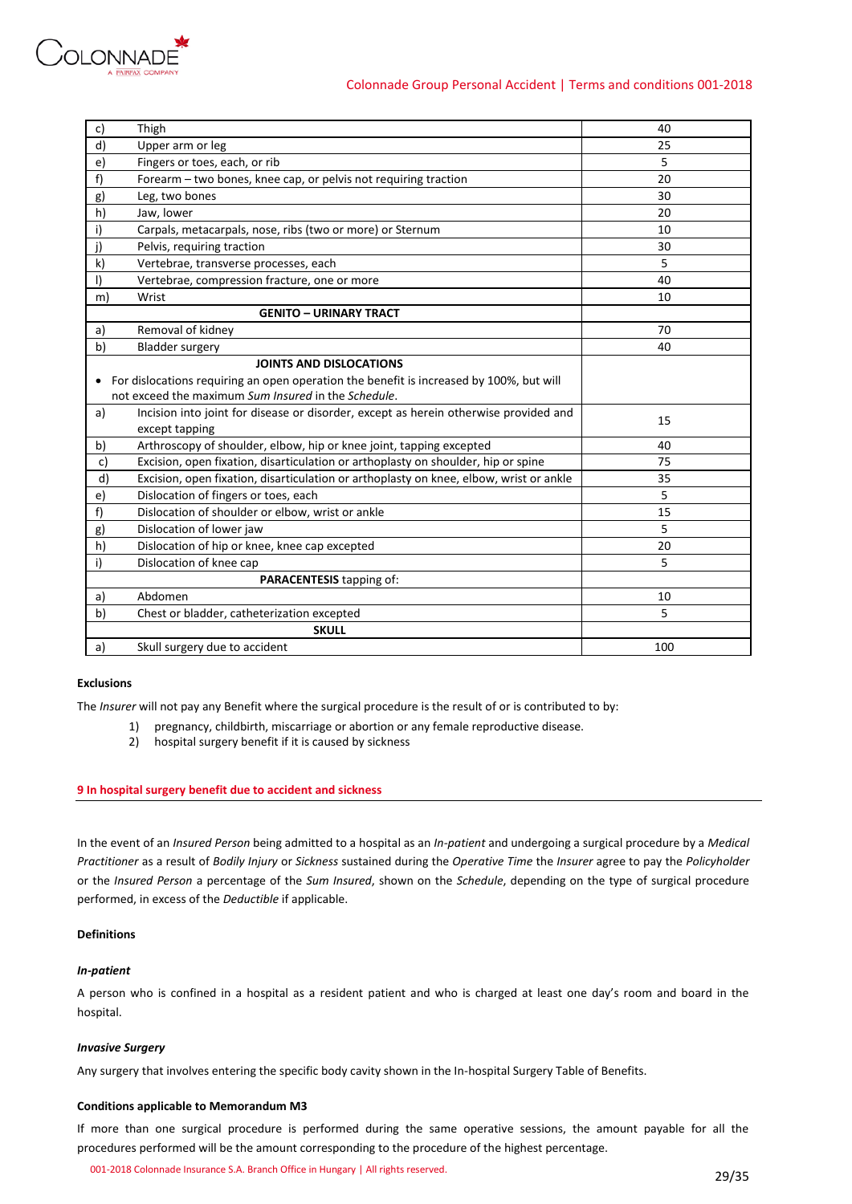| | | |
|---|---|---|
| c) | Thigh | 40 |
| d) | Upper arm or leg | 25 |
| e) | Fingers or toes, each, or rib | 5 |
| f) | Forearm – two bones, knee cap, or pelvis not requiring traction | 20 |
| g) | Leg, two bones | 30 |
| h) | Jaw, lower | 20 |
| i) | Carpals, metacarpals, nose, ribs (two or more) or Sternum | 10 |
| j) | Pelvis, requiring traction | 30 |
| k) | Vertebrae, transverse processes, each | 5 |
| l) | Vertebrae, compression fracture, one or more | 40 |
| m) | Wrist | 10 |
| | **GENITO – URINARY TRACT** | |
| a) | Removal of kidney | 70 |
| b) | Bladder surgery | 40 |
| | **JOINTS AND DISLOCATIONS** <br> • For dislocations requiring an open operation the benefit is increased by 100%, but will not exceed the maximum *Sum Insured* in the *Schedule*. | |
| a) | Incision into joint for disease or disorder, except as herein otherwise provided and except tapping | 15 |
| b) | Arthroscopy of shoulder, elbow, hip or knee joint, tapping excepted | 40 |
| c) | Excision, open fixation, disarticulation or arthoplasty on shoulder, hip or spine | 75 |
| d) | Excision, open fixation, disarticulation or arthoplasty on knee, elbow, wrist or ankle | 35 |
| e) | Dislocation of fingers or toes, each | 5 |
| f) | Dislocation of shoulder or elbow, wrist or ankle | 15 |
| g) | Dislocation of lower jaw | 5 |
| h) | Dislocation of hip or knee, knee cap excepted | 20 |
| i) | Dislocation of knee cap | 5 |
| | **PARACENTESIS** tapping of: | |
| a) | Abdomen | 10 |
| b) | Chest or bladder, catheterization excepted | 5 |
| | **SKULL** | |
| a) | Skull surgery due to accident | 100 |

**Exclusions**

The *Insurer* will not pay any Benefit where the surgical procedure is the result of or is contributed to by:

1) pregnancy, childbirth, miscarriage or abortion or any female reproductive disease.
2) hospital surgery benefit if it is caused by sickness

## 9 In hospital surgery benefit due to accident and sickness

In the event of an *Insured Person* being admitted to a hospital as an *In-patient* and undergoing a surgical procedure by a *Medical Practitioner* as a result of *Bodily Injury* or *Sickness* sustained during the *Operative Time* the *Insurer* agree to pay the *Policyholder* or the *Insured Person* a percentage of the *Sum Insured*, shown on the *Schedule*, depending on the type of surgical procedure performed, in excess of the *Deductible* if applicable.

**Definitions**

***In-patient***

A person who is confined in a hospital as a resident patient and who is charged at least one day's room and board in the hospital.

***Invasive Surgery***

Any surgery that involves entering the specific body cavity shown in the In-hospital Surgery Table of Benefits.

**Conditions applicable to Memorandum M3**

If more than one surgical procedure is performed during the same operative sessions, the amount payable for all the procedures performed will be the amount corresponding to the procedure of the highest percentage.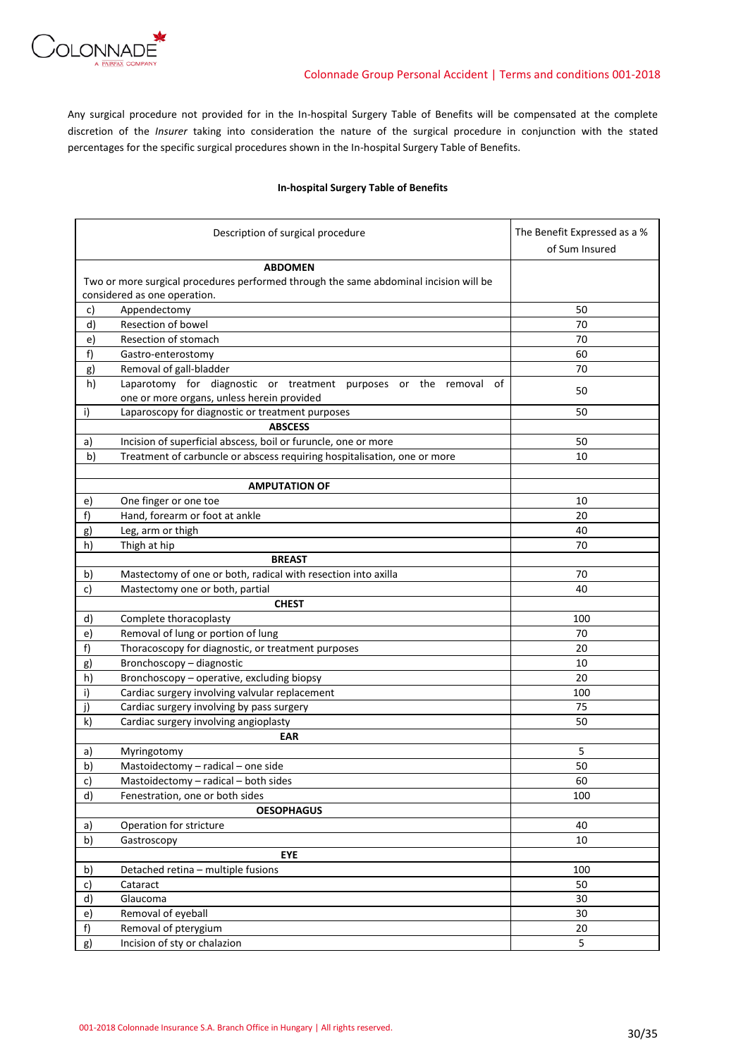Any surgical procedure not provided for in the In-hospital Surgery Table of Benefits will be compensated at the complete discretion of the *Insurer* taking into consideration the nature of the surgical procedure in conjunction with the stated percentages for the specific surgical procedures shown in the In-hospital Surgery Table of Benefits.

**In-hospital Surgery Table of Benefits**

| | Description of surgical procedure | The Benefit Expressed as a % of Sum Insured |
|---|---|---|
| | **ABDOMEN** Two or more surgical procedures performed through the same abdominal incision will be considered as one operation. | |
| c) | Appendectomy | 50 |
| d) | Resection of bowel | 70 |
| e) | Resection of stomach | 70 |
| f) | Gastro-enterostomy | 60 |
| g) | Removal of gall-bladder | 70 |
| h) | Laparotomy for diagnostic or treatment purposes or the removal of one or more organs, unless herein provided | 50 |
| i) | Laparoscopy for diagnostic or treatment purposes | 50 |
| | **ABSCESS** | |
| a) | Incision of superficial abscess, boil or furuncle, one or more | 50 |
| b) | Treatment of carbuncle or abscess requiring hospitalisation, one or more | 10 |
| | | |
| | **AMPUTATION OF** | |
| e) | One finger or one toe | 10 |
| f) | Hand, forearm or foot at ankle | 20 |
| g) | Leg, arm or thigh | 40 |
| h) | Thigh at hip | 70 |
| | **BREAST** | |
| b) | Mastectomy of one or both, radical with resection into axilla | 70 |
| c) | Mastectomy one or both, partial | 40 |
| | **CHEST** | |
| d) | Complete thoracoplasty | 100 |
| e) | Removal of lung or portion of lung | 70 |
| f) | Thoracoscopy for diagnostic, or treatment purposes | 20 |
| g) | Bronchoscopy – diagnostic | 10 |
| h) | Bronchoscopy – operative, excluding biopsy | 20 |
| i) | Cardiac surgery involving valvular replacement | 100 |
| j) | Cardiac surgery involving by pass surgery | 75 |
| k) | Cardiac surgery involving angioplasty | 50 |
| | **EAR** | |
| a) | Myringotomy | 5 |
| b) | Mastoidectomy – radical – one side | 50 |
| c) | Mastoidectomy – radical – both sides | 60 |
| d) | Fenestration, one or both sides | 100 |
| | **OESOPHAGUS** | |
| a) | Operation for stricture | 40 |
| b) | Gastroscopy | 10 |
| | **EYE** | |
| b) | Detached retina – multiple fusions | 100 |
| c) | Cataract | 50 |
| d) | Glaucoma | 30 |
| e) | Removal of eyeball | 30 |
| f) | Removal of pterygium | 20 |
| g) | Incision of sty or chalazion | 5 |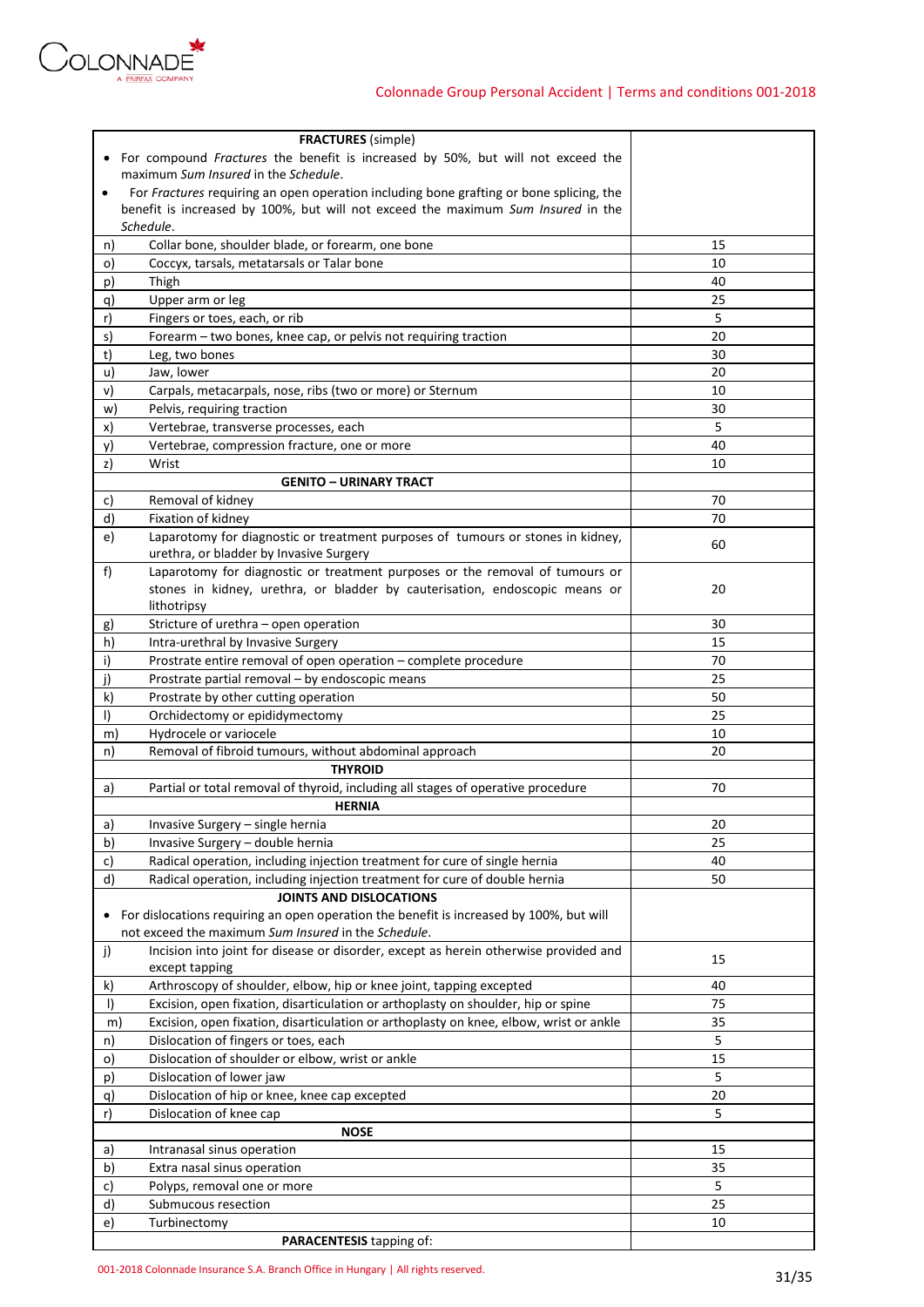| | | |
|---|---|---|
| | **FRACTURES** (simple)<br>• For compound *Fractures* the benefit is increased by 50%, but will not exceed the maximum *Sum Insured* in the *Schedule*.<br>• For *Fractures* requiring an open operation including bone grafting or bone splicing, the benefit is increased by 100%, but will not exceed the maximum *Sum Insured* in the *Schedule*. | |
| n) | Collar bone, shoulder blade, or forearm, one bone | 15 |
| o) | Coccyx, tarsals, metatarsals or Talar bone | 10 |
| p) | Thigh | 40 |
| q) | Upper arm or leg | 25 |
| r) | Fingers or toes, each, or rib | 5 |
| s) | Forearm – two bones, knee cap, or pelvis not requiring traction | 20 |
| t) | Leg, two bones | 30 |
| u) | Jaw, lower | 20 |
| v) | Carpals, metacarpals, nose, ribs (two or more) or Sternum | 10 |
| w) | Pelvis, requiring traction | 30 |
| x) | Vertebrae, transverse processes, each | 5 |
| y) | Vertebrae, compression fracture, one or more | 40 |
| z) | Wrist | 10 |
| | **GENITO – URINARY TRACT** | |
| c) | Removal of kidney | 70 |
| d) | Fixation of kidney | 70 |
| e) | Laparotomy for diagnostic or treatment purposes of tumours or stones in kidney, urethra, or bladder by Invasive Surgery | 60 |
| f) | Laparotomy for diagnostic or treatment purposes or the removal of tumours or stones in kidney, urethra, or bladder by cauterisation, endoscopic means or lithotripsy | 20 |
| g) | Stricture of urethra – open operation | 30 |
| h) | Intra-urethral by Invasive Surgery | 15 |
| i) | Prostrate entire removal of open operation – complete procedure | 70 |
| j) | Prostrate partial removal – by endoscopic means | 25 |
| k) | Prostrate by other cutting operation | 50 |
| l) | Orchidectomy or epididymectomy | 25 |
| m) | Hydrocele or variocele | 10 |
| n) | Removal of fibroid tumours, without abdominal approach | 20 |
| | **THYROID** | |
| a) | Partial or total removal of thyroid, including all stages of operative procedure | 70 |
| | **HERNIA** | |
| a) | Invasive Surgery – single hernia | 20 |
| b) | Invasive Surgery – double hernia | 25 |
| c) | Radical operation, including injection treatment for cure of single hernia | 40 |
| d) | Radical operation, including injection treatment for cure of double hernia | 50 |
| | **JOINTS AND DISLOCATIONS**<br>• For dislocations requiring an open operation the benefit is increased by 100%, but will not exceed the maximum *Sum Insured* in the *Schedule*. | |
| j) | Incision into joint for disease or disorder, except as herein otherwise provided and except tapping | 15 |
| k) | Arthroscopy of shoulder, elbow, hip or knee joint, tapping excepted | 40 |
| l) | Excision, open fixation, disarticulation or arthoplasty on shoulder, hip or spine | 75 |
| m) | Excision, open fixation, disarticulation or arthoplasty on knee, elbow, wrist or ankle | 35 |
| n) | Dislocation of fingers or toes, each | 5 |
| o) | Dislocation of shoulder or elbow, wrist or ankle | 15 |
| p) | Dislocation of lower jaw | 5 |
| q) | Dislocation of hip or knee, knee cap excepted | 20 |
| r) | Dislocation of knee cap | 5 |
| | **NOSE** | |
| a) | Intranasal sinus operation | 15 |
| b) | Extra nasal sinus operation | 35 |
| c) | Polyps, removal one or more | 5 |
| d) | Submucous resection | 25 |
| e) | Turbinectomy | 10 |
| | **PARACENTESIS** tapping of: | |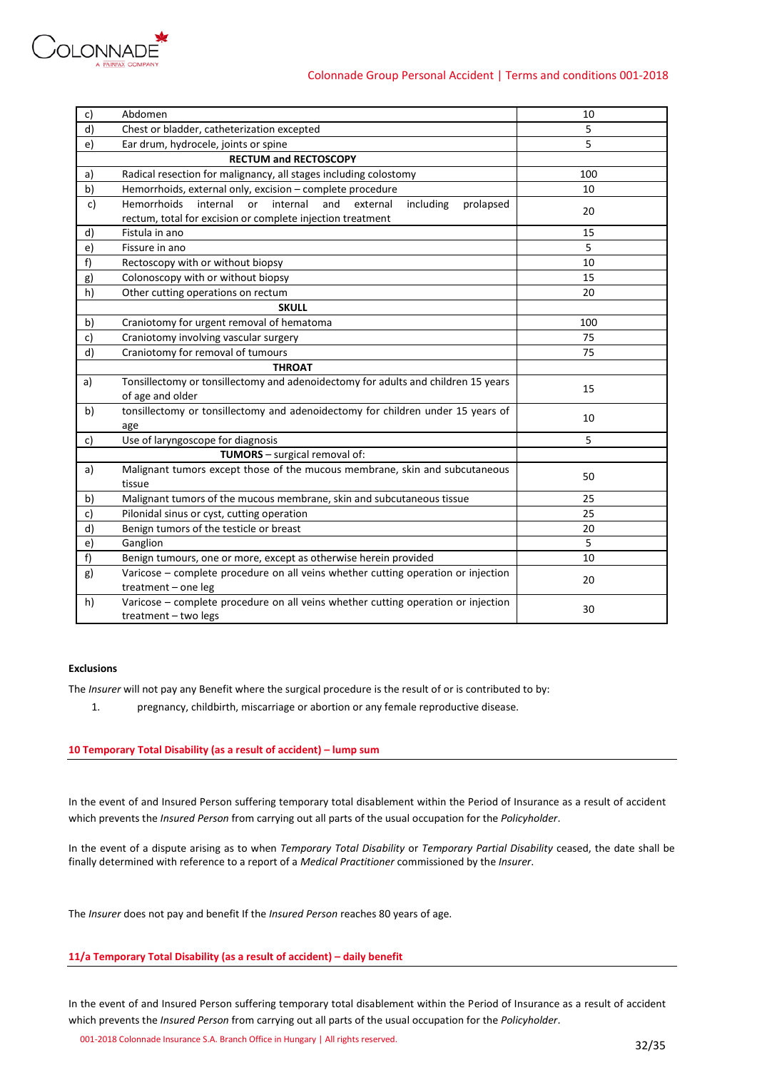| | | |
|---|---|---|
| c) | Abdomen | 10 |
| d) | Chest or bladder, catheterization excepted | 5 |
| e) | Ear drum, hydrocele, joints or spine | 5 |
| | **RECTUM and RECTOSCOPY** | |
| a) | Radical resection for malignancy, all stages including colostomy | 100 |
| b) | Hemorrhoids, external only, excision – complete procedure | 10 |
| c) | Hemorrhoids internal or internal and external including prolapsed rectum, total for excision or complete injection treatment | 20 |
| d) | Fistula in ano | 15 |
| e) | Fissure in ano | 5 |
| f) | Rectoscopy with or without biopsy | 10 |
| g) | Colonoscopy with or without biopsy | 15 |
| h) | Other cutting operations on rectum | 20 |
| | **SKULL** | |
| b) | Craniotomy for urgent removal of hematoma | 100 |
| c) | Craniotomy involving vascular surgery | 75 |
| d) | Craniotomy for removal of tumours | 75 |
| | **THROAT** | |
| a) | Tonsillectomy or tonsillectomy and adenoidectomy for adults and children 15 years of age and older | 15 |
| b) | tonsillectomy or tonsillectomy and adenoidectomy for children under 15 years of age | 10 |
| c) | Use of laryngoscope for diagnosis | 5 |
| | **TUMORS** – surgical removal of: | |
| a) | Malignant tumors except those of the mucous membrane, skin and subcutaneous tissue | 50 |
| b) | Malignant tumors of the mucous membrane, skin and subcutaneous tissue | 25 |
| c) | Pilonidal sinus or cyst, cutting operation | 25 |
| d) | Benign tumors of the testicle or breast | 20 |
| e) | Ganglion | 5 |
| f) | Benign tumours, one or more, except as otherwise herein provided | 10 |
| g) | Varicose – complete procedure on all veins whether cutting operation or injection treatment – one leg | 20 |
| h) | Varicose – complete procedure on all veins whether cutting operation or injection treatment – two legs | 30 |

**Exclusions**

The *Insurer* will not pay any Benefit where the surgical procedure is the result of or is contributed to by:

1. pregnancy, childbirth, miscarriage or abortion or any female reproductive disease.

## 10 Temporary Total Disability (as a result of accident) – lump sum

In the event of and Insured Person suffering temporary total disablement within the Period of Insurance as a result of accident which prevents the *Insured Person* from carrying out all parts of the usual occupation for the *Policyholder*.

In the event of a dispute arising as to when *Temporary Total Disability* or *Temporary Partial Disability* ceased, the date shall be finally determined with reference to a report of a *Medical Practitioner* commissioned by the *Insurer*.

The *Insurer* does not pay and benefit If the *Insured Person* reaches 80 years of age.

## 11/a Temporary Total Disability (as a result of accident) – daily benefit

In the event of and Insured Person suffering temporary total disablement within the Period of Insurance as a result of accident which prevents the *Insured Person* from carrying out all parts of the usual occupation for the *Policyholder*.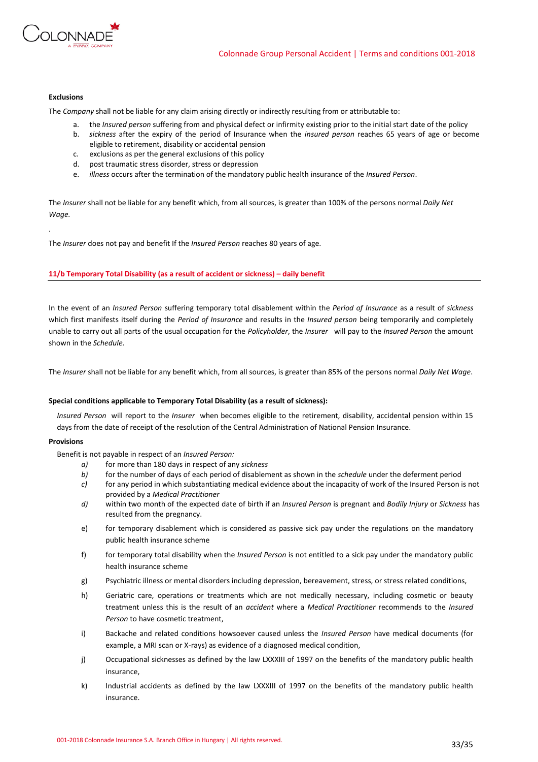**Exclusions**

The *Company* shall not be liable for any claim arising directly or indirectly resulting from or attributable to:

a. the *Insured person* suffering from and physical defect or infirmity existing prior to the initial start date of the policy
b. *sickness* after the expiry of the period of Insurance when the *insured person* reaches 65 years of age or become eligible to retirement, disability or accidental pension
c. exclusions as per the general exclusions of this policy
d. post traumatic stress disorder, stress or depression
e. *illness* occurs after the termination of the mandatory public health insurance of the *Insured Person*.

The *Insurer* shall not be liable for any benefit which, from all sources, is greater than 100% of the persons normal *Daily Net Wage.*

.

The *Insurer* does not pay and benefit If the *Insured Person* reaches 80 years of age.

## 11/b Temporary Total Disability (as a result of accident or sickness) – daily benefit

In the event of an *Insured Person* suffering temporary total disablement within the *Period of Insurance* as a result of *sickness* which first manifests itself during the *Period of Insurance* and results in the *Insured person* being temporarily and completely unable to carry out all parts of the usual occupation for the *Policyholder*, the *Insurer* will pay to the *Insured Person* the amount shown in the *Schedule.*

The *Insurer* shall not be liable for any benefit which, from all sources, is greater than 85% of the persons normal *Daily Net Wage*.

**Special conditions applicable to Temporary Total Disability (as a result of sickness):**

*Insured Person* will report to the *Insurer* when becomes eligible to the retirement, disability, accidental pension within 15 days from the date of receipt of the resolution of the Central Administration of National Pension Insurance.

**Provisions**

Benefit is not payable in respect of an *Insured Person:*

*a)* for more than 180 days in respect of any *sickness*
*b)* for the number of days of each period of disablement as shown in the *schedule* under the deferment period
*c)* for any period in which substantiating medical evidence about the incapacity of work of the Insured Person is not provided by a *Medical Practitioner*
*d)* within two month of the expected date of birth if an *Insured Person* is pregnant and *Bodily Injury* or *Sickness* has resulted from the pregnancy.
e) for temporary disablement which is considered as passive sick pay under the regulations on the mandatory public health insurance scheme
f) for temporary total disability when the *Insured Person* is not entitled to a sick pay under the mandatory public health insurance scheme
g) Psychiatric illness or mental disorders including depression, bereavement, stress, or stress related conditions,
h) Geriatric care, operations or treatments which are not medically necessary, including cosmetic or beauty treatment unless this is the result of an *accident* where a *Medical Practitioner* recommends to the *Insured Person* to have cosmetic treatment,
i) Backache and related conditions howsoever caused unless the *Insured Person* have medical documents (for example, a MRI scan or X-rays) as evidence of a diagnosed medical condition,
j) Occupational sicknesses as defined by the law LXXXIII of 1997 on the benefits of the mandatory public health insurance,
k) Industrial accidents as defined by the law LXXXIII of 1997 on the benefits of the mandatory public health insurance.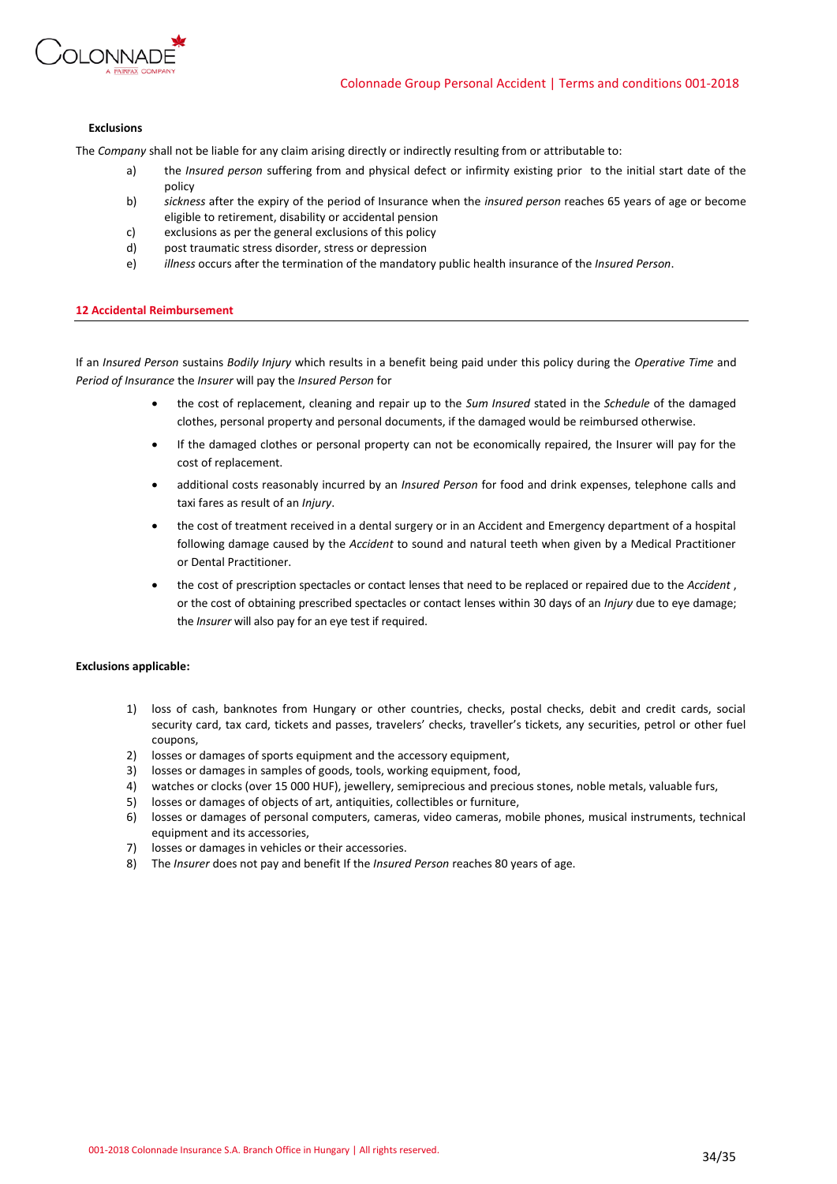**Exclusions**

The *Company* shall not be liable for any claim arising directly or indirectly resulting from or attributable to:

a) the *Insured person* suffering from and physical defect or infirmity existing prior to the initial start date of the policy
b) *sickness* after the expiry of the period of Insurance when the *insured person* reaches 65 years of age or become eligible to retirement, disability or accidental pension
c) exclusions as per the general exclusions of this policy
d) post traumatic stress disorder, stress or depression
e) *illness* occurs after the termination of the mandatory public health insurance of the *Insured Person*.

## 12 Accidental Reimbursement

If an *Insured Person* sustains *Bodily Injury* which results in a benefit being paid under this policy during the *Operative Time* and *Period of Insurance* the *Insurer* will pay the *Insured Person* for

- the cost of replacement, cleaning and repair up to the *Sum Insured* stated in the *Schedule* of the damaged clothes, personal property and personal documents, if the damaged would be reimbursed otherwise.
- If the damaged clothes or personal property can not be economically repaired, the Insurer will pay for the cost of replacement.
- additional costs reasonably incurred by an *Insured Person* for food and drink expenses, telephone calls and taxi fares as result of an *Injury*.
- the cost of treatment received in a dental surgery or in an Accident and Emergency department of a hospital following damage caused by the *Accident* to sound and natural teeth when given by a Medical Practitioner or Dental Practitioner.
- the cost of prescription spectacles or contact lenses that need to be replaced or repaired due to the *Accident* , or the cost of obtaining prescribed spectacles or contact lenses within 30 days of an *Injury* due to eye damage; the *Insurer* will also pay for an eye test if required.

**Exclusions applicable:**

1) loss of cash, banknotes from Hungary or other countries, checks, postal checks, debit and credit cards, social security card, tax card, tickets and passes, travelers' checks, traveller's tickets, any securities, petrol or other fuel coupons,
2) losses or damages of sports equipment and the accessory equipment,
3) losses or damages in samples of goods, tools, working equipment, food,
4) watches or clocks (over 15 000 HUF), jewellery, semiprecious and precious stones, noble metals, valuable furs,
5) losses or damages of objects of art, antiquities, collectibles or furniture,
6) losses or damages of personal computers, cameras, video cameras, mobile phones, musical instruments, technical equipment and its accessories,
7) losses or damages in vehicles or their accessories.
8) The *Insurer* does not pay and benefit If the *Insured Person* reaches 80 years of age.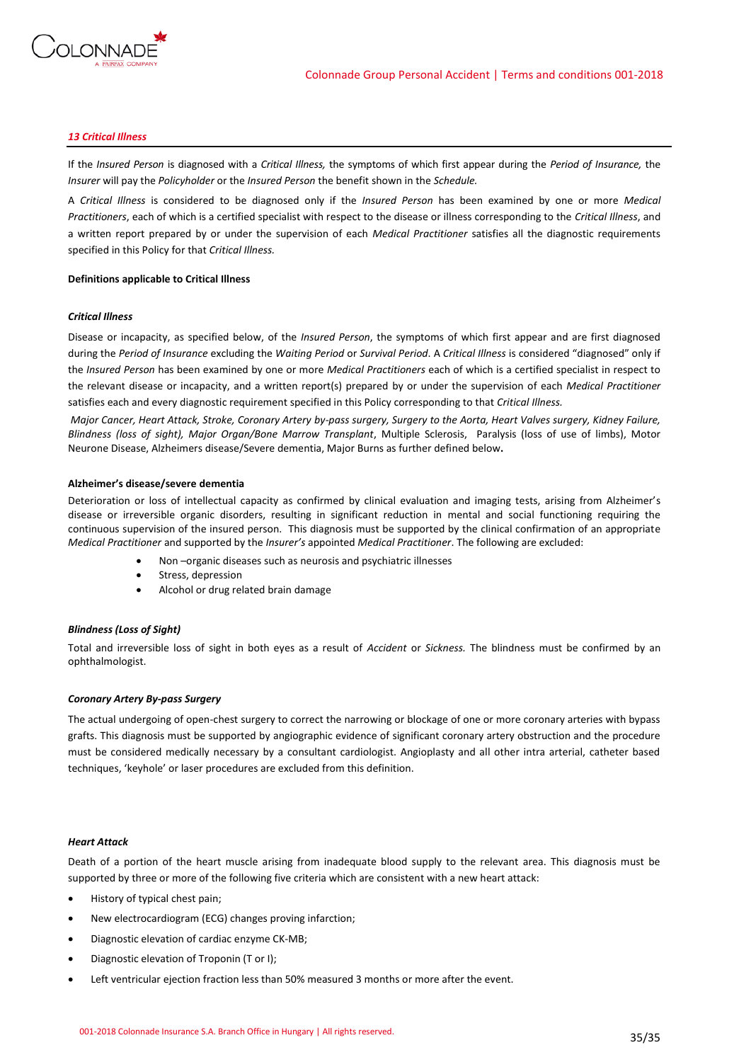### *13 Critical Illness*

If the *Insured Person* is diagnosed with a *Critical Illness,* the symptoms of which first appear during the *Period of Insurance,* the *Insurer* will pay the *Policyholder* or the *Insured Person* the benefit shown in the *Schedule.*

A *Critical Illness* is considered to be diagnosed only if the *Insured Person* has been examined by one or more *Medical Practitioners*, each of which is a certified specialist with respect to the disease or illness corresponding to the *Critical Illness*, and a written report prepared by or under the supervision of each *Medical Practitioner* satisfies all the diagnostic requirements specified in this Policy for that *Critical Illness.*

**Definitions applicable to Critical Illness**

***Critical Illness***

Disease or incapacity, as specified below, of the *Insured Person*, the symptoms of which first appear and are first diagnosed during the *Period of Insurance* excluding the *Waiting Period* or *Survival Period*. A *Critical Illness* is considered "diagnosed" only if the *Insured Person* has been examined by one or more *Medical Practitioners* each of which is a certified specialist in respect to the relevant disease or incapacity, and a written report(s) prepared by or under the supervision of each *Medical Practitioner* satisfies each and every diagnostic requirement specified in this Policy corresponding to that *Critical Illness.*

*Major Cancer, Heart Attack, Stroke, Coronary Artery by-pass surgery, Surgery to the Aorta, Heart Valves surgery, Kidney Failure, Blindness (loss of sight), Major Organ/Bone Marrow Transplant*, Multiple Sclerosis, Paralysis (loss of use of limbs), Motor Neurone Disease, Alzheimers disease/Severe dementia, Major Burns as further defined below**.**

**Alzheimer's disease/severe dementia**

Deterioration or loss of intellectual capacity as confirmed by clinical evaluation and imaging tests, arising from Alzheimer's disease or irreversible organic disorders, resulting in significant reduction in mental and social functioning requiring the continuous supervision of the insured person. This diagnosis must be supported by the clinical confirmation of an appropriate *Medical Practitioner* and supported by the *Insurer's* appointed *Medical Practitioner*. The following are excluded:

- Non –organic diseases such as neurosis and psychiatric illnesses
- Stress, depression
- Alcohol or drug related brain damage

***Blindness (Loss of Sight)***

Total and irreversible loss of sight in both eyes as a result of *Accident* or *Sickness.* The blindness must be confirmed by an ophthalmologist.

***Coronary Artery By-pass Surgery***

The actual undergoing of open-chest surgery to correct the narrowing or blockage of one or more coronary arteries with bypass grafts. This diagnosis must be supported by angiographic evidence of significant coronary artery obstruction and the procedure must be considered medically necessary by a consultant cardiologist. Angioplasty and all other intra arterial, catheter based techniques, 'keyhole' or laser procedures are excluded from this definition.

***Heart Attack***

Death of a portion of the heart muscle arising from inadequate blood supply to the relevant area. This diagnosis must be supported by three or more of the following five criteria which are consistent with a new heart attack:

- History of typical chest pain;
- New electrocardiogram (ECG) changes proving infarction;
- Diagnostic elevation of cardiac enzyme CK-MB;
- Diagnostic elevation of Troponin (T or I);
- Left ventricular ejection fraction less than 50% measured 3 months or more after the event.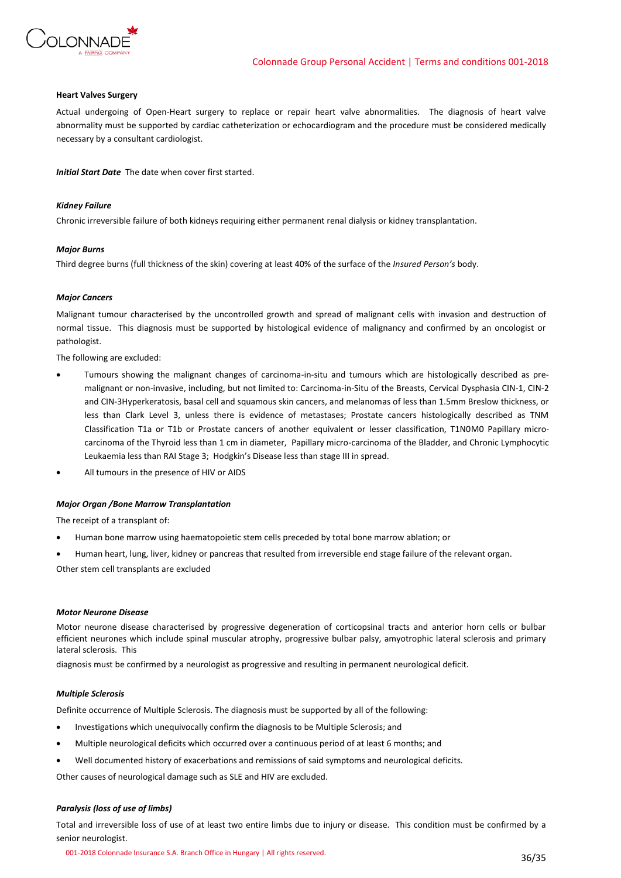**Heart Valves Surgery**

Actual undergoing of Open-Heart surgery to replace or repair heart valve abnormalities. The diagnosis of heart valve abnormality must be supported by cardiac catheterization or echocardiogram and the procedure must be considered medically necessary by a consultant cardiologist.

***Initial Start Date*** The date when cover first started.

***Kidney Failure***

Chronic irreversible failure of both kidneys requiring either permanent renal dialysis or kidney transplantation.

***Major Burns***

Third degree burns (full thickness of the skin) covering at least 40% of the surface of the *Insured Person's* body.

***Major Cancers***

Malignant tumour characterised by the uncontrolled growth and spread of malignant cells with invasion and destruction of normal tissue. This diagnosis must be supported by histological evidence of malignancy and confirmed by an oncologist or pathologist.

The following are excluded:

- Tumours showing the malignant changes of carcinoma-in-situ and tumours which are histologically described as pre-malignant or non-invasive, including, but not limited to: Carcinoma-in-Situ of the Breasts, Cervical Dysphasia CIN-1, CIN-2 and CIN-3Hyperkeratosis, basal cell and squamous skin cancers, and melanomas of less than 1.5mm Breslow thickness, or less than Clark Level 3, unless there is evidence of metastases; Prostate cancers histologically described as TNM Classification T1a or T1b or Prostate cancers of another equivalent or lesser classification, T1N0M0 Papillary micro-carcinoma of the Thyroid less than 1 cm in diameter, Papillary micro-carcinoma of the Bladder, and Chronic Lymphocytic Leukaemia less than RAI Stage 3; Hodgkin's Disease less than stage III in spread.
- All tumours in the presence of HIV or AIDS

***Major Organ /Bone Marrow Transplantation***

The receipt of a transplant of:

- Human bone marrow using haematopoietic stem cells preceded by total bone marrow ablation; or
- Human heart, lung, liver, kidney or pancreas that resulted from irreversible end stage failure of the relevant organ.

Other stem cell transplants are excluded

***Motor Neurone Disease***

Motor neurone disease characterised by progressive degeneration of corticopsinal tracts and anterior horn cells or bulbar efficient neurones which include spinal muscular atrophy, progressive bulbar palsy, amyotrophic lateral sclerosis and primary lateral sclerosis. This

diagnosis must be confirmed by a neurologist as progressive and resulting in permanent neurological deficit.

***Multiple Sclerosis***

Definite occurrence of Multiple Sclerosis. The diagnosis must be supported by all of the following:

- Investigations which unequivocally confirm the diagnosis to be Multiple Sclerosis; and
- Multiple neurological deficits which occurred over a continuous period of at least 6 months; and
- Well documented history of exacerbations and remissions of said symptoms and neurological deficits.

Other causes of neurological damage such as SLE and HIV are excluded.

***Paralysis (loss of use of limbs)***

Total and irreversible loss of use of at least two entire limbs due to injury or disease. This condition must be confirmed by a senior neurologist.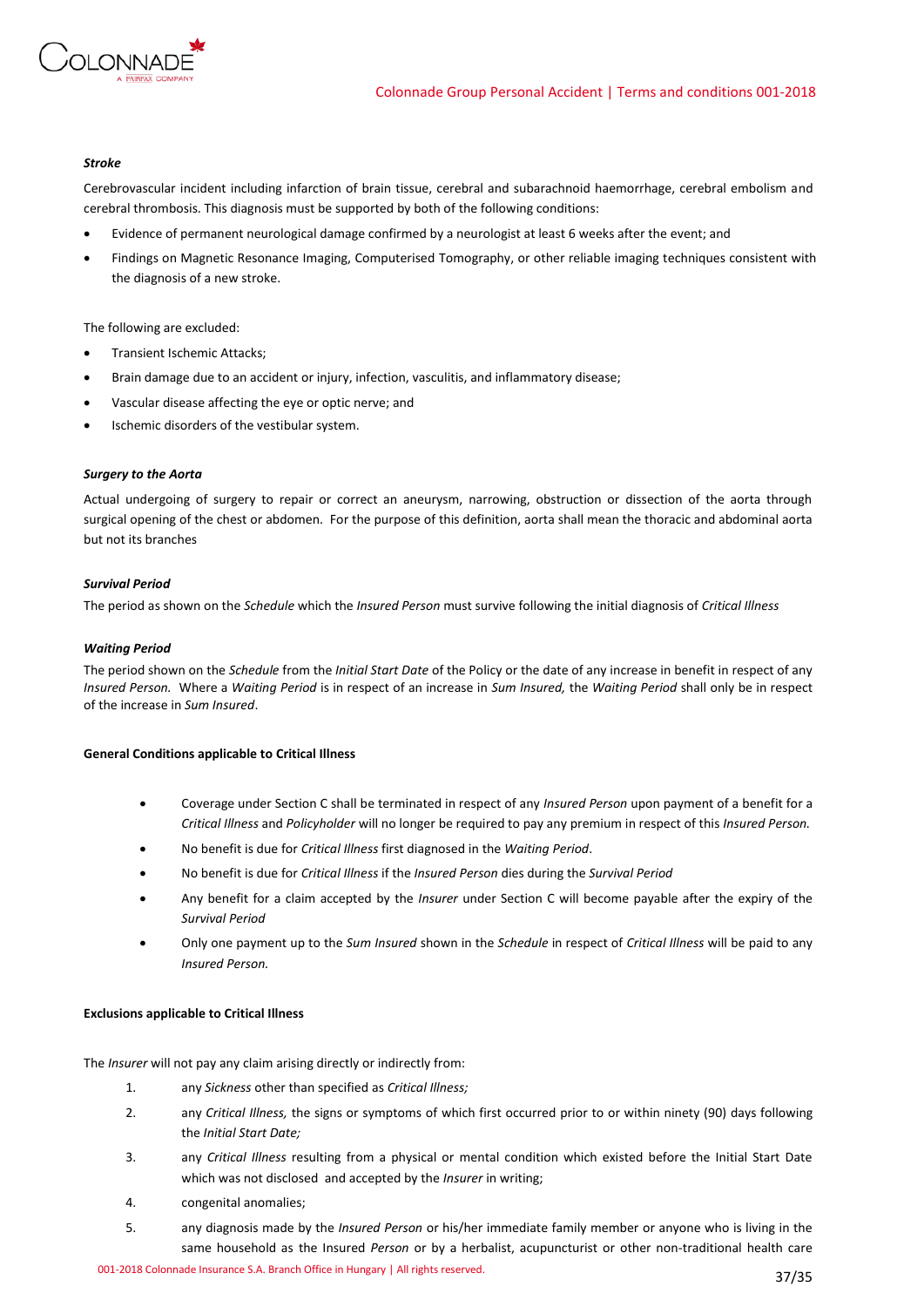***Stroke***

Cerebrovascular incident including infarction of brain tissue, cerebral and subarachnoid haemorrhage, cerebral embolism and cerebral thrombosis. This diagnosis must be supported by both of the following conditions:

- Evidence of permanent neurological damage confirmed by a neurologist at least 6 weeks after the event; and
- Findings on Magnetic Resonance Imaging, Computerised Tomography, or other reliable imaging techniques consistent with the diagnosis of a new stroke.

The following are excluded:

- Transient Ischemic Attacks;
- Brain damage due to an accident or injury, infection, vasculitis, and inflammatory disease;
- Vascular disease affecting the eye or optic nerve; and
- Ischemic disorders of the vestibular system.

***Surgery to the Aorta***

Actual undergoing of surgery to repair or correct an aneurysm, narrowing, obstruction or dissection of the aorta through surgical opening of the chest or abdomen. For the purpose of this definition, aorta shall mean the thoracic and abdominal aorta but not its branches

***Survival Period***

The period as shown on the *Schedule* which the *Insured Person* must survive following the initial diagnosis of *Critical Illness*

***Waiting Period***

The period shown on the *Schedule* from the *Initial Start Date* of the Policy or the date of any increase in benefit in respect of any *Insured Person.* Where a *Waiting Period* is in respect of an increase in *Sum Insured,* the *Waiting Period* shall only be in respect of the increase in *Sum Insured*.

**General Conditions applicable to Critical Illness**

- Coverage under Section C shall be terminated in respect of any *Insured Person* upon payment of a benefit for a *Critical Illness* and *Policyholder* will no longer be required to pay any premium in respect of this *Insured Person.*
- No benefit is due for *Critical Illness* first diagnosed in the *Waiting Period*.
- No benefit is due for *Critical Illness* if the *Insured Person* dies during the *Survival Period*
- Any benefit for a claim accepted by the *Insurer* under Section C will become payable after the expiry of the *Survival Period*
- Only one payment up to the *Sum Insured* shown in the *Schedule* in respect of *Critical Illness* will be paid to any *Insured Person.*

**Exclusions applicable to Critical Illness**

The *Insurer* will not pay any claim arising directly or indirectly from:

1. any *Sickness* other than specified as *Critical Illness;*
2. any *Critical Illness,* the signs or symptoms of which first occurred prior to or within ninety (90) days following the *Initial Start Date;*
3. any *Critical Illness* resulting from a physical or mental condition which existed before the Initial Start Date which was not disclosed and accepted by the *Insurer* in writing;
4. congenital anomalies;
5. any diagnosis made by the *Insured Person* or his/her immediate family member or anyone who is living in the same household as the Insured *Person* or by a herbalist, acupuncturist or other non-traditional health care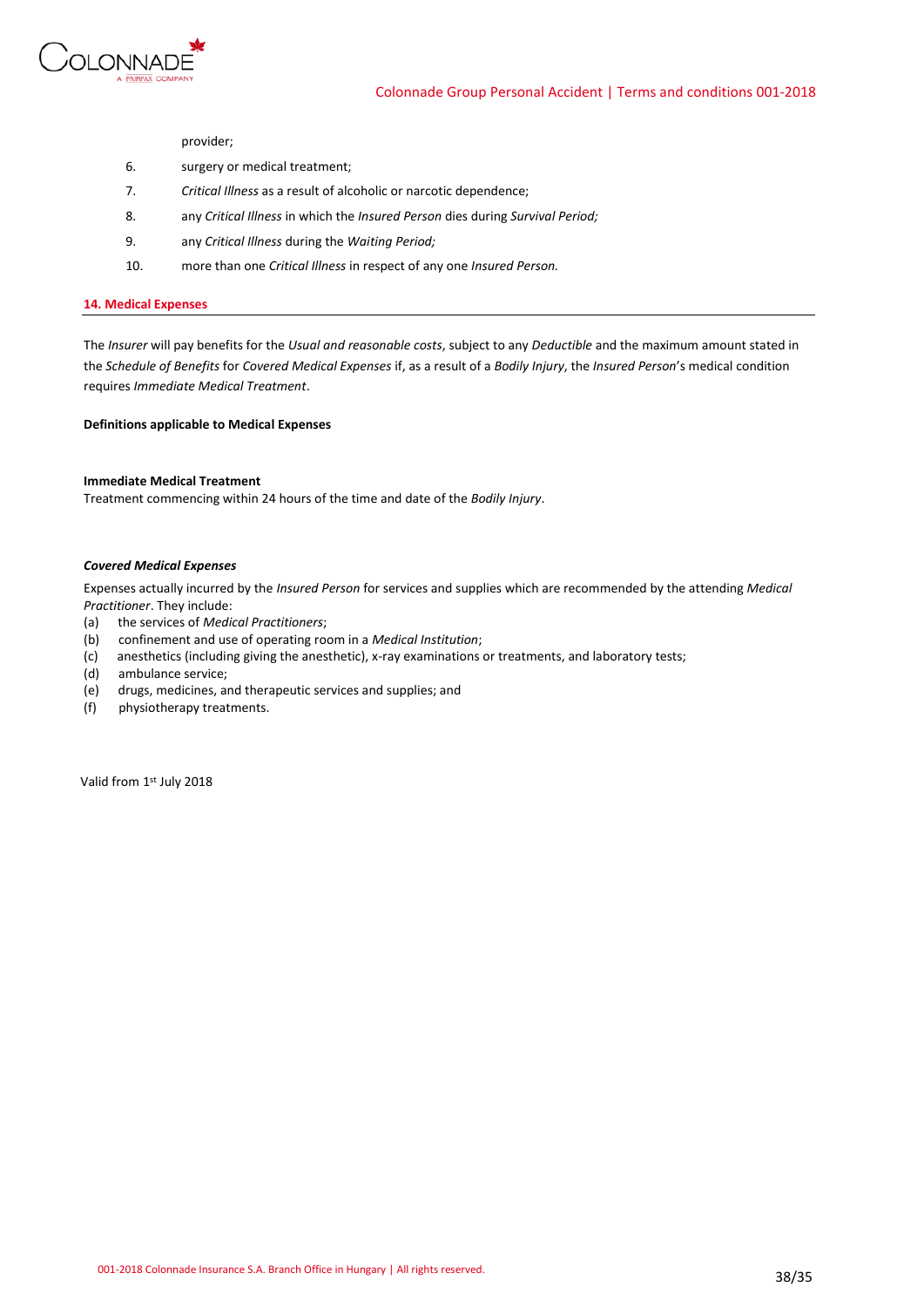provider;

6. surgery or medical treatment;
7. *Critical Illness* as a result of alcoholic or narcotic dependence;
8. any *Critical Illness* in which the *Insured Person* dies during *Survival Period;*
9. any *Critical Illness* during the *Waiting Period;*
10. more than one *Critical Illness* in respect of any one *Insured Person.*

## 14. Medical Expenses

The *Insurer* will pay benefits for the *Usual and reasonable costs*, subject to any *Deductible* and the maximum amount stated in the *Schedule of Benefits* for *Covered Medical Expenses* if, as a result of a *Bodily Injury*, the *Insured Person*'s medical condition requires *Immediate Medical Treatment*.

**Definitions applicable to Medical Expenses**

**Immediate Medical Treatment**
Treatment commencing within 24 hours of the time and date of the *Bodily Injury*.

***Covered Medical Expenses***

Expenses actually incurred by the *Insured Person* for services and supplies which are recommended by the attending *Medical Practitioner*. They include:

(a) the services of *Medical Practitioners*;
(b) confinement and use of operating room in a *Medical Institution*;
(c) anesthetics (including giving the anesthetic), x-ray examinations or treatments, and laboratory tests;
(d) ambulance service;
(e) drugs, medicines, and therapeutic services and supplies; and
(f) physiotherapy treatments.

Valid from 1st July 2018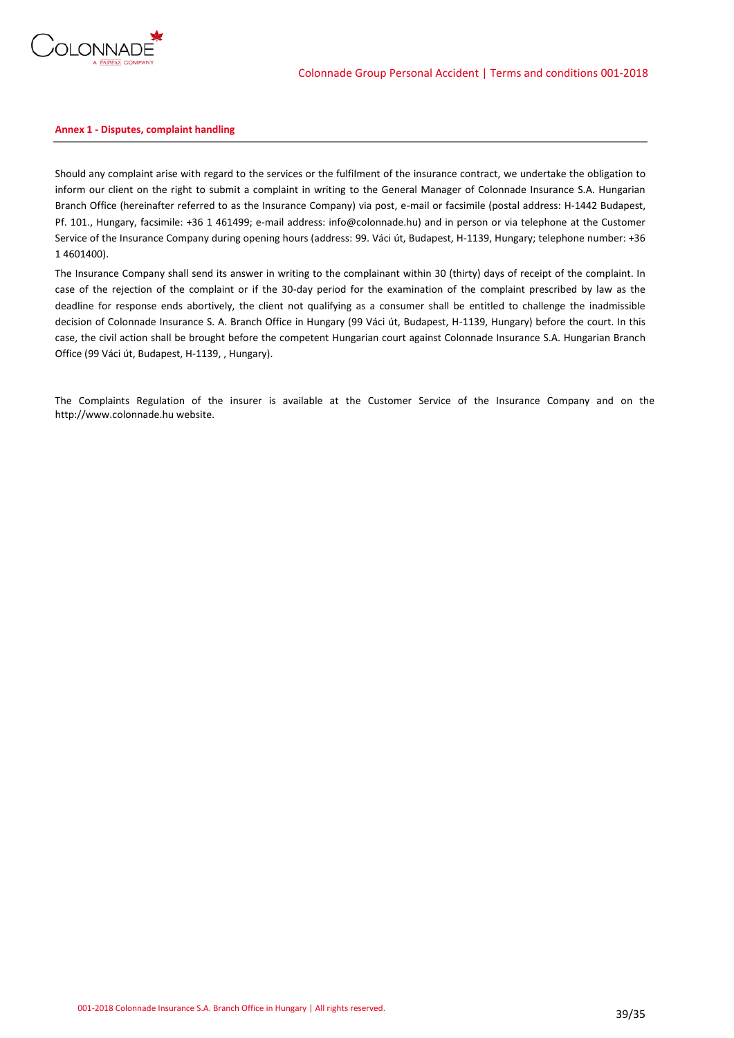## Annex 1 - Disputes, complaint handling

Should any complaint arise with regard to the services or the fulfilment of the insurance contract, we undertake the obligation to inform our client on the right to submit a complaint in writing to the General Manager of Colonnade Insurance S.A. Hungarian Branch Office (hereinafter referred to as the Insurance Company) via post, e-mail or facsimile (postal address: H-1442 Budapest, Pf. 101., Hungary, facsimile: +36 1 461499; e-mail address: info@colonnade.hu) and in person or via telephone at the Customer Service of the Insurance Company during opening hours (address: 99. Váci út, Budapest, H-1139, Hungary; telephone number: +36 1 4601400).

The Insurance Company shall send its answer in writing to the complainant within 30 (thirty) days of receipt of the complaint. In case of the rejection of the complaint or if the 30-day period for the examination of the complaint prescribed by law as the deadline for response ends abortively, the client not qualifying as a consumer shall be entitled to challenge the inadmissible decision of Colonnade Insurance S. A. Branch Office in Hungary (99 Váci út, Budapest, H-1139, Hungary) before the court. In this case, the civil action shall be brought before the competent Hungarian court against Colonnade Insurance S.A. Hungarian Branch Office (99 Váci út, Budapest, H-1139, , Hungary).

The Complaints Regulation of the insurer is available at the Customer Service of the Insurance Company and on the http://www.colonnade.hu website.